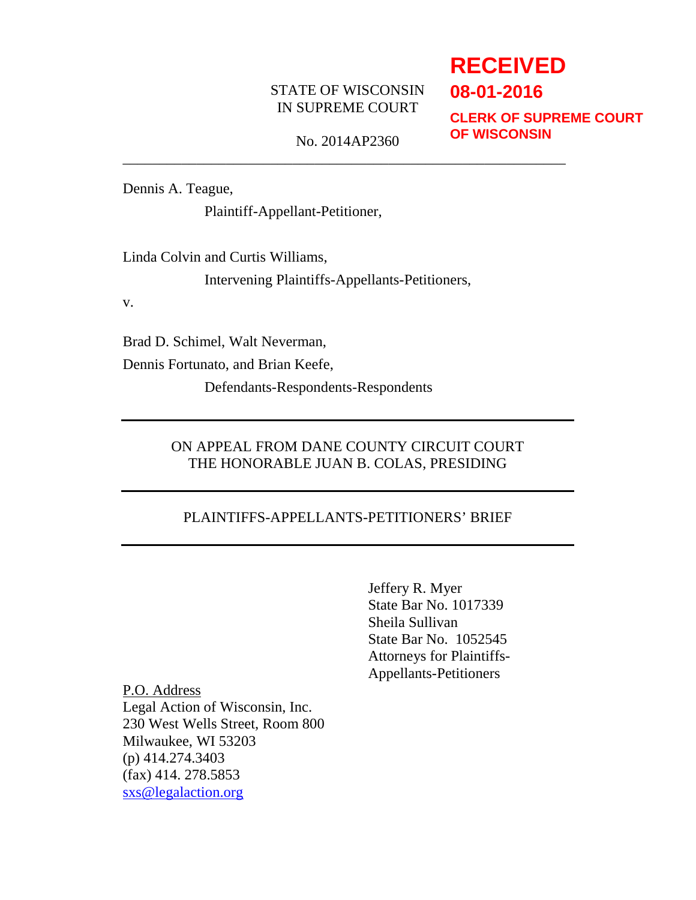**RECEIVED**
**08-01-2016**
**CLERK OF SUPREME COURT OF WISCONSIN**

STATE OF WISCONSIN
IN SUPREME COURT

No. 2014AP2360

---

Dennis A. Teague,

Plaintiff-Appellant-Petitioner,

Linda Colvin and Curtis Williams,

Intervening Plaintiffs-Appellants-Petitioners,

v.

Brad D. Schimel, Walt Neverman,
Dennis Fortunato, and Brian Keefe,

Defendants-Respondents-Respondents

---

ON APPEAL FROM DANE COUNTY CIRCUIT COURT
THE HONORABLE JUAN B. COLAS, PRESIDING

---

PLAINTIFFS-APPELLANTS-PETITIONERS' BRIEF

---

Jeffery R. Myer
State Bar No. 1017339
Sheila Sullivan
State Bar No. 1052545
Attorneys for Plaintiffs-Appellants-Petitioners

P.O. Address
Legal Action of Wisconsin, Inc.
230 West Wells Street, Room 800
Milwaukee, WI 53203
(p) 414.274.3403
(fax) 414. 278.5853
sxs@legalaction.org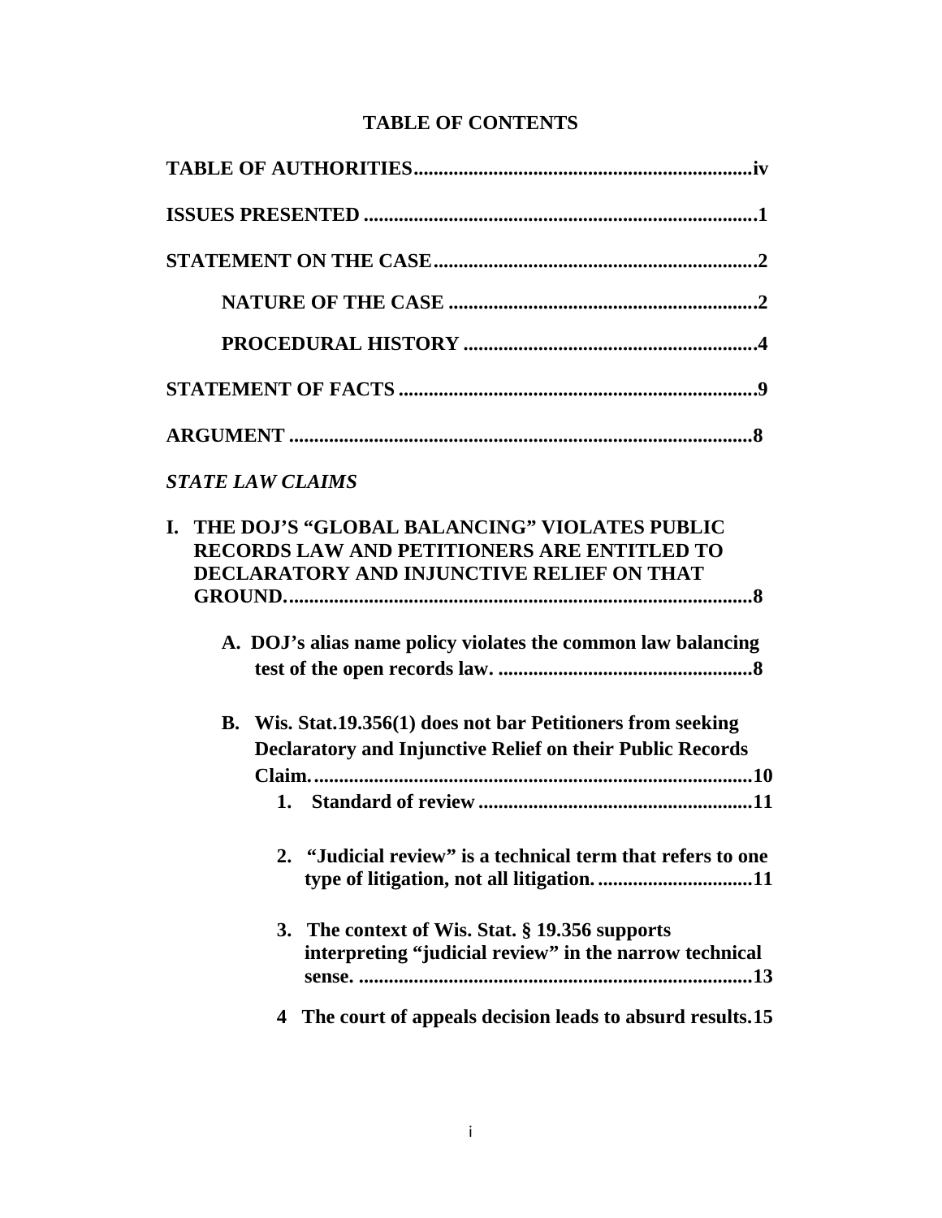# TABLE OF CONTENTS

**TABLE OF AUTHORITIES** ....................................................................iv

**ISSUES PRESENTED** ..............................................................................1

**STATEMENT ON THE CASE**..................................................................2

**NATURE OF THE CASE** .............................................................2

**PROCEDURAL HISTORY** ..........................................................4

**STATEMENT OF FACTS** ........................................................................9

**ARGUMENT** ............................................................................................8

***STATE LAW CLAIMS***

**I. THE DOJ'S "GLOBAL BALANCING" VIOLATES PUBLIC RECORDS LAW AND PETITIONERS ARE ENTITLED TO DECLARATORY AND INJUNCTIVE RELIEF ON THAT GROUND.**..............................................................................................8

**A. DOJ's alias name policy violates the common law balancing test of the open records law.** ..................................................8

**B. Wis. Stat.19.356(1) does not bar Petitioners from seeking Declaratory and Injunctive Relief on their Public Records Claim.**.......................................................................................10

**1. Standard of review** .......................................................11

**2. "Judicial review" is a technical term that refers to one type of litigation, not all litigation.** ...............................11

**3. The context of Wis. Stat. § 19.356 supports interpreting "judicial review" in the narrow technical sense.** ..............................................................................13

**4 The court of appeals decision leads to absurd results.**15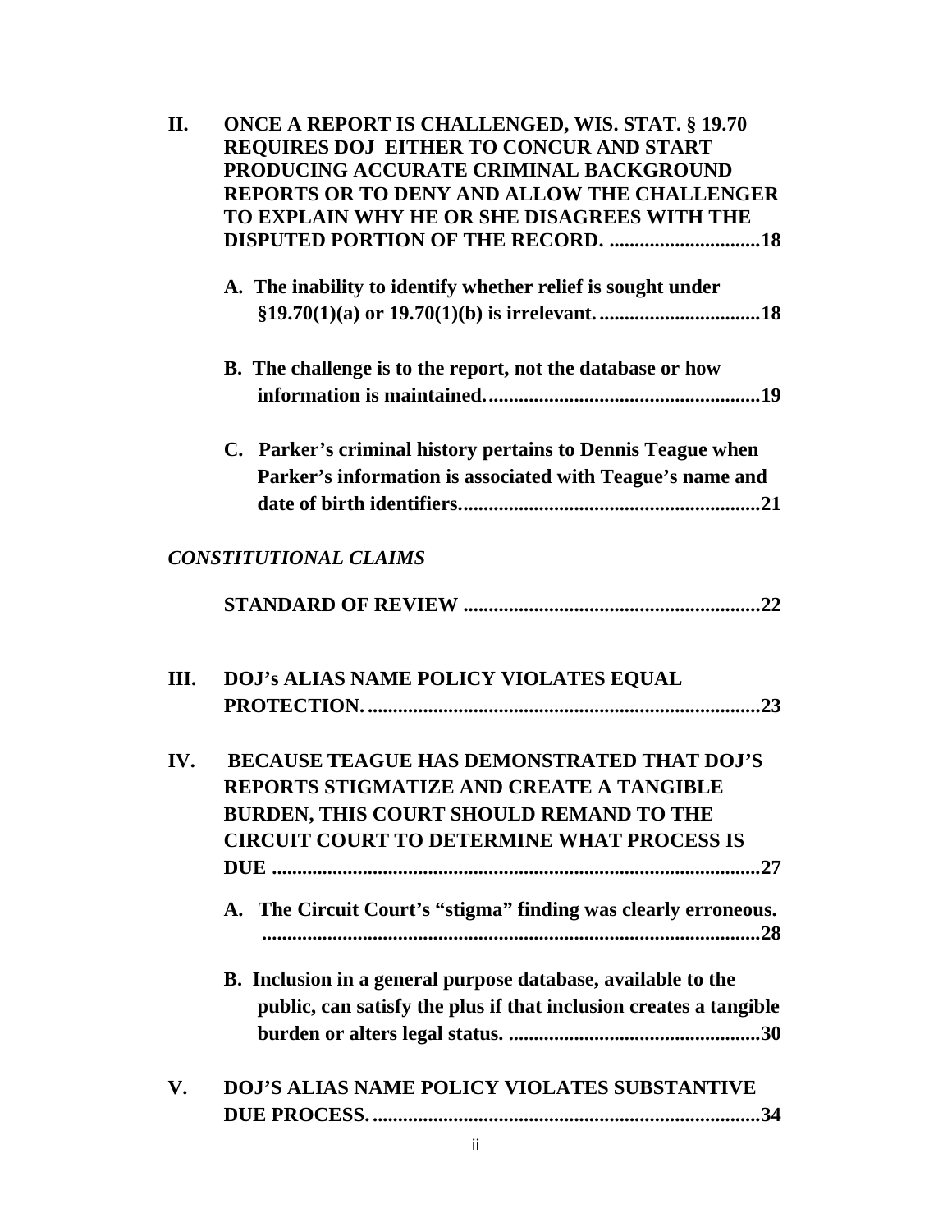**II. ONCE A REPORT IS CHALLENGED, WIS. STAT. § 19.70 REQUIRES DOJ EITHER TO CONCUR AND START PRODUCING ACCURATE CRIMINAL BACKGROUND REPORTS OR TO DENY AND ALLOW THE CHALLENGER TO EXPLAIN WHY HE OR SHE DISAGREES WITH THE DISPUTED PORTION OF THE RECORD. ..............................18**

**A. The inability to identify whether relief is sought under §19.70(1)(a) or 19.70(1)(b) is irrelevant. ...............................18**

**B. The challenge is to the report, not the database or how information is maintained. .....................................................19**

**C. Parker's criminal history pertains to Dennis Teague when Parker's information is associated with Teague's name and date of birth identifiers. ..........................................................21**

***CONSTITUTIONAL CLAIMS***

**STANDARD OF REVIEW ..........................................................22**

**III. DOJ's ALIAS NAME POLICY VIOLATES EQUAL PROTECTION. ...........................................................................23**

**IV. BECAUSE TEAGUE HAS DEMONSTRATED THAT DOJ'S REPORTS STIGMATIZE AND CREATE A TANGIBLE BURDEN, THIS COURT SHOULD REMAND TO THE CIRCUIT COURT TO DETERMINE WHAT PROCESS IS DUE ...............................................................................................27**

**A. The Circuit Court's "stigma" finding was clearly erroneous. ...................................................................................................28**

**B. Inclusion in a general purpose database, available to the public, can satisfy the plus if that inclusion creates a tangible burden or alters legal status. .................................................30**

**V. DOJ'S ALIAS NAME POLICY VIOLATES SUBSTANTIVE DUE PROCESS. ..........................................................................34**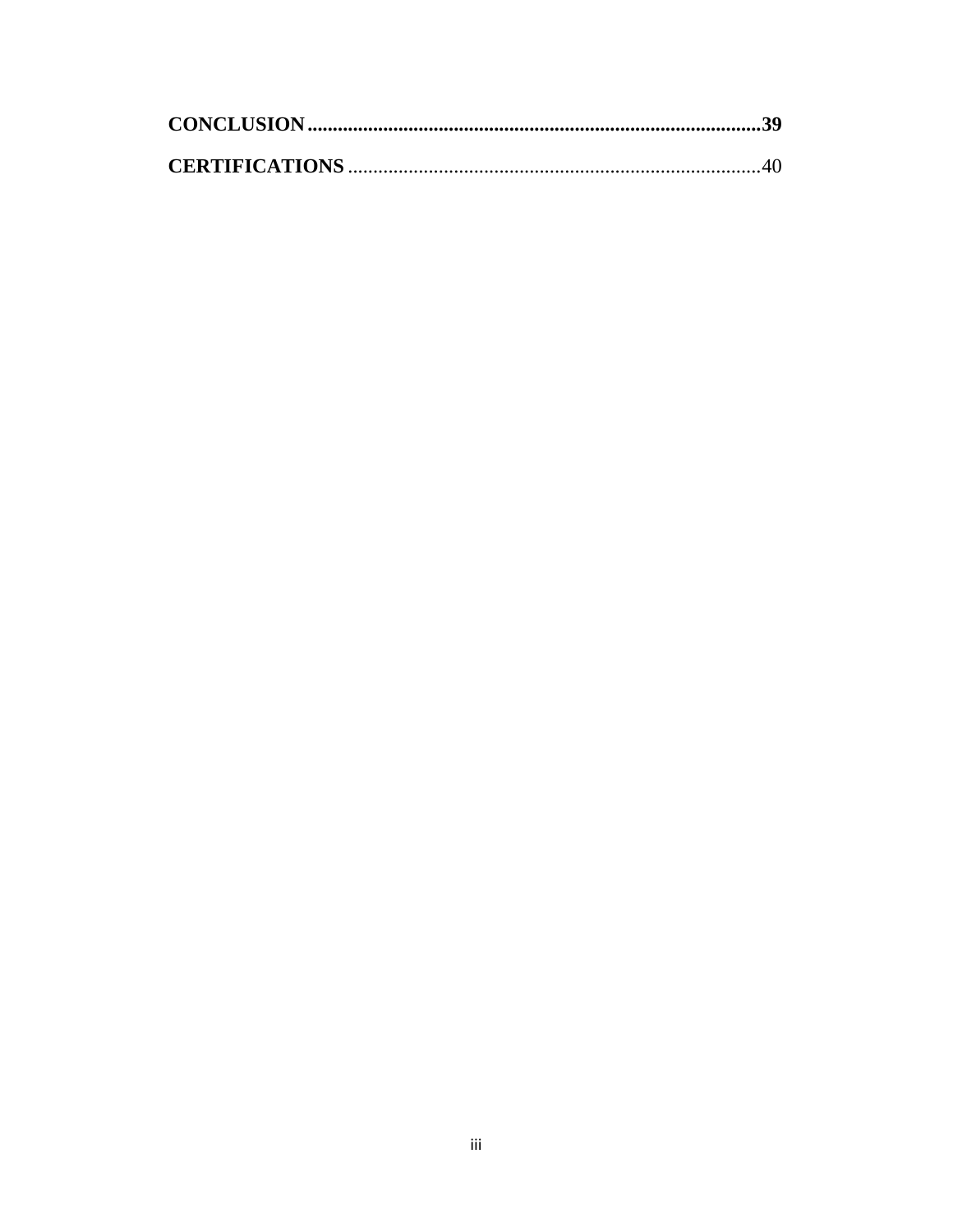**CONCLUSION.......................................................................................39**

**CERTIFICATIONS** .................................................................................40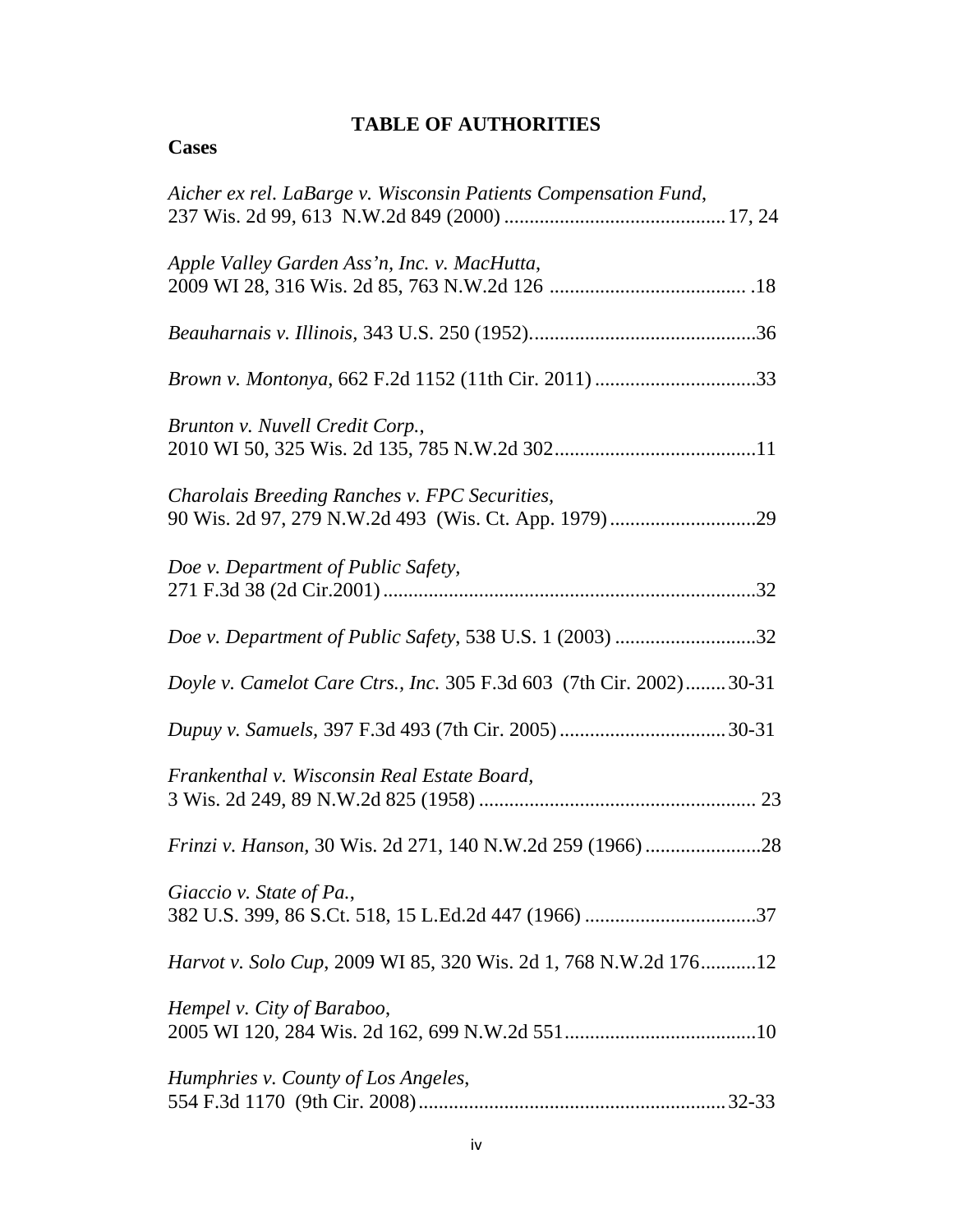# TABLE OF AUTHORITIES

## Cases

*Aicher ex rel. LaBarge v. Wisconsin Patients Compensation Fund*,
237 Wis. 2d 99, 613 N.W.2d 849 (2000) .......................................... 17, 24

*Apple Valley Garden Ass'n, Inc. v. MacHutta*,
2009 WI 28, 316 Wis. 2d 85, 763 N.W.2d 126 ...................................... .18

*Beauharnais v. Illinois,* 343 U.S. 250 (1952)...........................................36

*Brown v. Montonya*, 662 F.2d 1152 (11th Cir. 2011) ...............................33

*Brunton v. Nuvell Credit Corp.*,
2010 WI 50, 325 Wis. 2d 135, 785 N.W.2d 302.......................................11

*Charolais Breeding Ranches v. FPC Securities,*
90 Wis. 2d 97, 279 N.W.2d 493 (Wis. Ct. App. 1979)............................29

*Doe v. Department of Public Safety,*
271 F.3d 38 (2d Cir.2001).........................................................................32

*Doe v. Department of Public Safety*, 538 U.S. 1 (2003) ...........................32

*Doyle v. Camelot Care Ctrs., Inc.* 305 F.3d 603 (7th Cir. 2002)........30-31

*Dupuy v. Samuels,* 397 F.3d 493 (7th Cir. 2005)................................30-31

*Frankenthal v. Wisconsin Real Estate Board,*
3 Wis. 2d 249, 89 N.W.2d 825 (1958) ...................................................... 23

*Frinzi v. Hanson,* 30 Wis. 2d 271, 140 N.W.2d 259 (1966).......................28

*Giaccio v. State of Pa.*,
382 U.S. 399, 86 S.Ct. 518, 15 L.Ed.2d 447 (1966) .................................37

*Harvot v. Solo Cup*, 2009 WI 85, 320 Wis. 2d 1, 768 N.W.2d 176...........12

*Hempel v. City of Baraboo*,
2005 WI 120, 284 Wis. 2d 162, 699 N.W.2d 551.....................................10

*Humphries v. County of Los Angeles*,
554 F.3d 1170 (9th Cir. 2008)............................................................32-33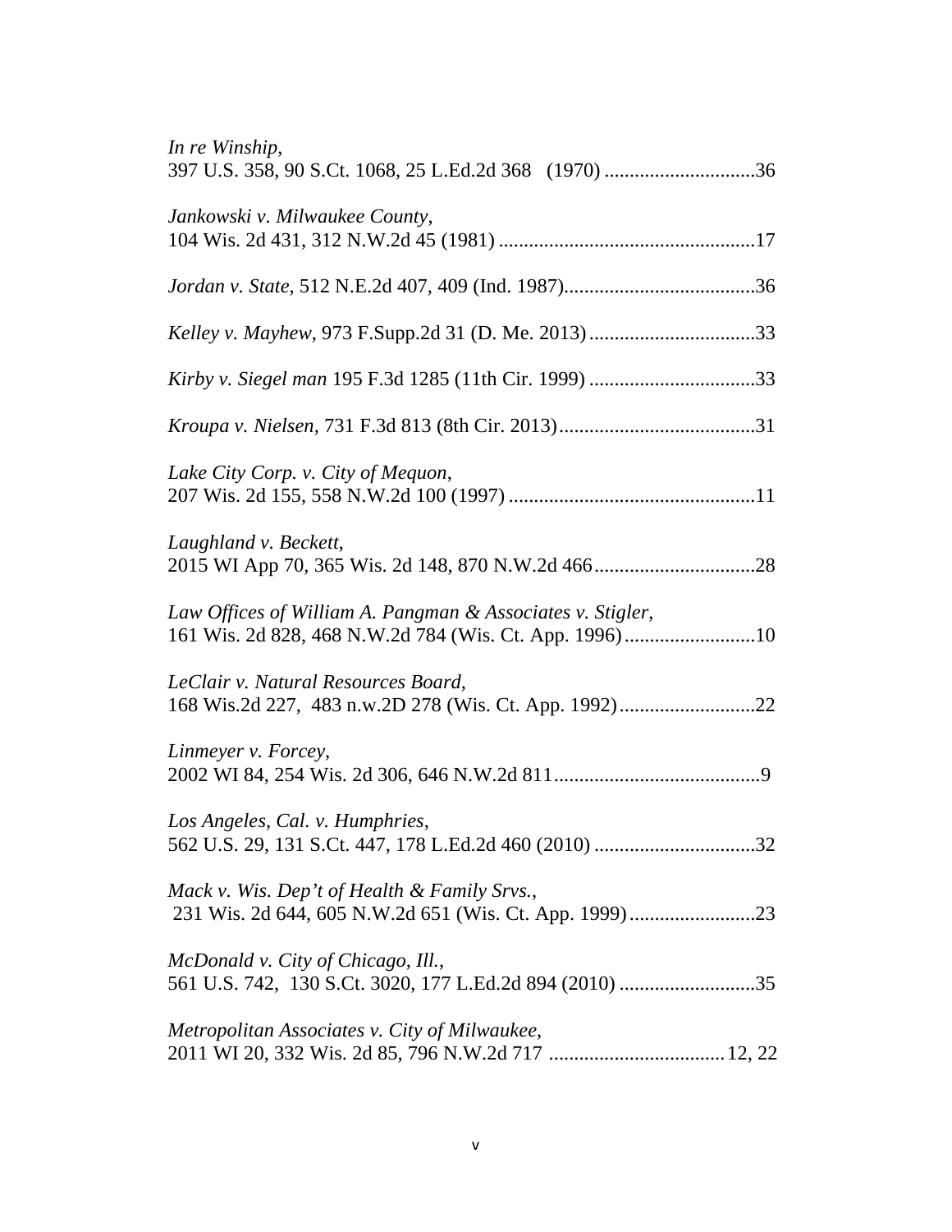*In re Winship*,
397 U.S. 358, 90 S.Ct. 1068, 25 L.Ed.2d 368 (1970) ..............................36

*Jankowski v. Milwaukee County*,
104 Wis. 2d 431, 312 N.W.2d 45 (1981) ..................................................17

*Jordan v. State*, 512 N.E.2d 407, 409 (Ind. 1987)......................................36

*Kelley v. Mayhew*, 973 F.Supp.2d 31 (D. Me. 2013).................................33

*Kirby v. Siegel man* 195 F.3d 1285 (11th Cir. 1999) .................................33

*Kroupa v. Nielsen*, 731 F.3d 813 (8th Cir. 2013).......................................31

*Lake City Corp. v. City of Mequon*,
207 Wis. 2d 155, 558 N.W.2d 100 (1997) .................................................11

*Laughland v. Beckett*,
2015 WI App 70, 365 Wis. 2d 148, 870 N.W.2d 466................................28

*Law Offices of William A. Pangman & Associates v. Stigler*,
161 Wis. 2d 828, 468 N.W.2d 784 (Wis. Ct. App. 1996).........................10

*LeClair v. Natural Resources Board*,
168 Wis.2d 227, 483 n.w.2D 278 (Wis. Ct. App. 1992)...........................22

*Linmeyer v. Forcey*,
2002 WI 84, 254 Wis. 2d 306, 646 N.W.2d 811.........................................9

*Los Angeles, Cal. v. Humphries*,
562 U.S. 29, 131 S.Ct. 447, 178 L.Ed.2d 460 (2010) ................................32

*Mack v. Wis. Dep't of Health & Family Srvs.*,
231 Wis. 2d 644, 605 N.W.2d 651 (Wis. Ct. App. 1999).........................23

*McDonald v. City of Chicago, Ill.*,
561 U.S. 742, 130 S.Ct. 3020, 177 L.Ed.2d 894 (2010) ...........................35

*Metropolitan Associates v. City of Milwaukee*,
2011 WI 20, 332 Wis. 2d 85, 796 N.W.2d 717 ...................................12, 22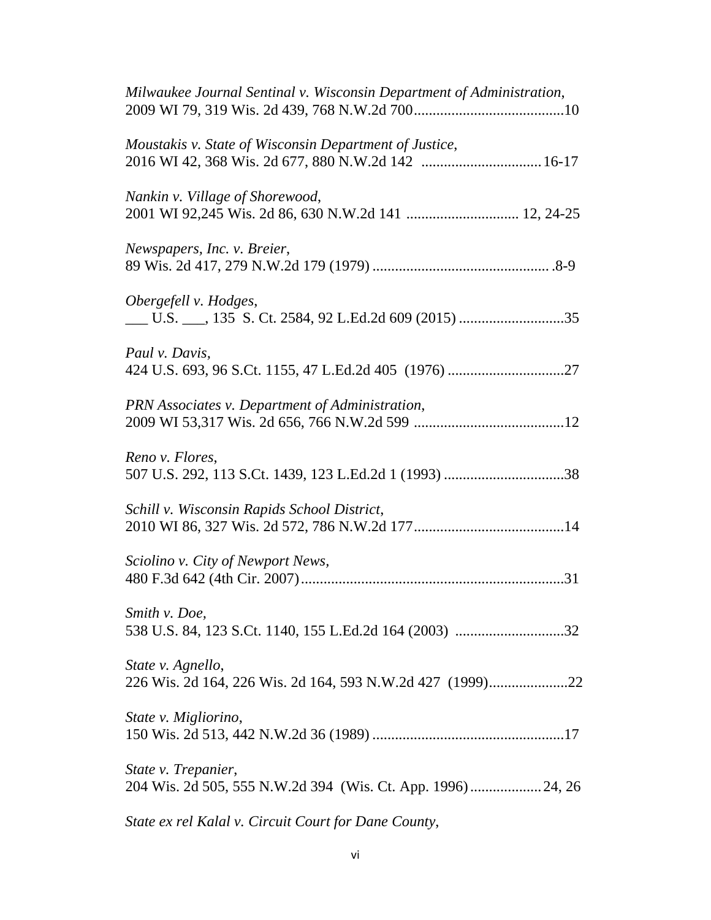*Milwaukee Journal Sentinal v. Wisconsin Department of Administration*,
2009 WI 79, 319 Wis. 2d 439, 768 N.W.2d 700........................................10

*Moustakis v. State of Wisconsin Department of Justice*,
2016 WI 42, 368 Wis. 2d 677, 880 N.W.2d 142 ................................16-17

*Nankin v. Village of Shorewood*,
2001 WI 92,245 Wis. 2d 86, 630 N.W.2d 141 .............................. 12, 24-25

*Newspapers, Inc. v. Breier*,
89 Wis. 2d 417, 279 N.W.2d 179 (1979) ............................................... .8-9

*Obergefell v. Hodges*,
___ U.S. ___, 135 S. Ct. 2584, 92 L.Ed.2d 609 (2015) ............................35

*Paul v. Davis*,
424 U.S. 693, 96 S.Ct. 1155, 47 L.Ed.2d 405 (1976) ...............................27

*PRN Associates v. Department of Administration*,
2009 WI 53,317 Wis. 2d 656, 766 N.W.2d 599 ........................................12

*Reno v. Flores*,
507 U.S. 292, 113 S.Ct. 1439, 123 L.Ed.2d 1 (1993) ................................38

*Schill v. Wisconsin Rapids School District*,
2010 WI 86, 327 Wis. 2d 572, 786 N.W.2d 177........................................14

*Sciolino v. City of Newport News*,
480 F.3d 642 (4th Cir. 2007)......................................................................31

*Smith v. Doe*,
538 U.S. 84, 123 S.Ct. 1140, 155 L.Ed.2d 164 (2003) .............................32

*State v. Agnello*,
226 Wis. 2d 164, 226 Wis. 2d 164, 593 N.W.2d 427 (1999).....................22

*State v. Migliorino*,
150 Wis. 2d 513, 442 N.W.2d 36 (1989) ...................................................17

*State v. Trepanier*,
204 Wis. 2d 505, 555 N.W.2d 394 (Wis. Ct. App. 1996)...................24, 26

*State ex rel Kalal v. Circuit Court for Dane County*,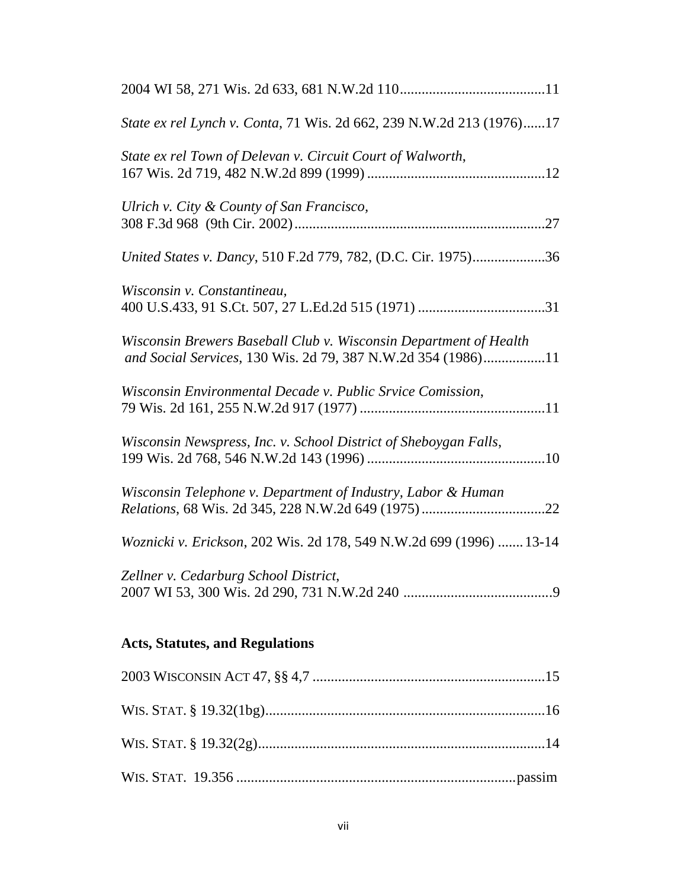2004 WI 58, 271 Wis. 2d 633, 681 N.W.2d 110........................................11

*State ex rel Lynch v. Conta*, 71 Wis. 2d 662, 239 N.W.2d 213 (1976)......17

*State ex rel Town of Delevan v. Circuit Court of Walworth*, 167 Wis. 2d 719, 482 N.W.2d 899 (1999) ................................................12

*Ulrich v. City & County of San Francisco*, 308 F.3d 968 (9th Cir. 2002) ....................................................................27

*United States v. Dancy*, 510 F.2d 779, 782, (D.C. Cir. 1975)....................36

*Wisconsin v. Constantineau*, 400 U.S.433, 91 S.Ct. 507, 27 L.Ed.2d 515 (1971) ..................................31

*Wisconsin Brewers Baseball Club v. Wisconsin Department of Health and Social Services*, 130 Wis. 2d 79, 387 N.W.2d 354 (1986).................11

*Wisconsin Environmental Decade v. Public Srvice Comission*, 79 Wis. 2d 161, 255 N.W.2d 917 (1977) ..................................................11

*Wisconsin Newspress, Inc. v. School District of Sheboygan Falls*, 199 Wis. 2d 768, 546 N.W.2d 143 (1996) ................................................10

*Wisconsin Telephone v. Department of Industry, Labor & Human Relations*, 68 Wis. 2d 345, 228 N.W.2d 649 (1975) .................................22

*Woznicki v. Erickson*, 202 Wis. 2d 178, 549 N.W.2d 699 (1996) .......13-14

*Zellner v. Cedarburg School District*, 2007 WI 53, 300 Wis. 2d 290, 731 N.W.2d 240 .........................................9

## Acts, Statutes, and Regulations

2003 WISCONSIN ACT 47, §§ 4,7 ...............................................................15

WIS. STAT. § 19.32(1bg)............................................................................16

WIS. STAT. § 19.32(2g)..............................................................................14

WIS. STAT. 19.356 ............................................................................passim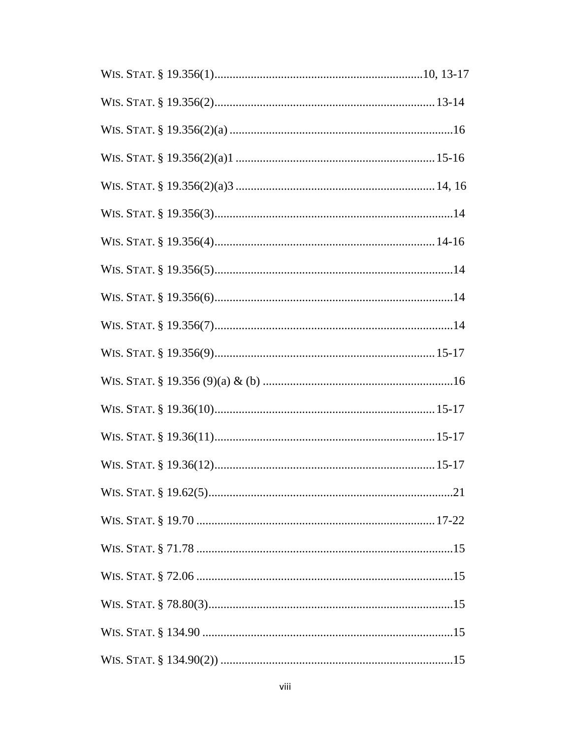WIS. STAT. § 19.356(1)....................................................................10, 13-17

WIS. STAT. § 19.356(2)........................................................................13-14

WIS. STAT. § 19.356(2)(a) .........................................................................16

WIS. STAT. § 19.356(2)(a)1 .................................................................15-16

WIS. STAT. § 19.356(2)(a)3 .................................................................14, 16

WIS. STAT. § 19.356(3).............................................................................14

WIS. STAT. § 19.356(4)........................................................................14-16

WIS. STAT. § 19.356(5).............................................................................14

WIS. STAT. § 19.356(6).............................................................................14

WIS. STAT. § 19.356(7).............................................................................14

WIS. STAT. § 19.356(9)........................................................................15-17

WIS. STAT. § 19.356 (9)(a) & (b) ..............................................................16

WIS. STAT. § 19.36(10)........................................................................15-17

WIS. STAT. § 19.36(11)........................................................................15-17

WIS. STAT. § 19.36(12)........................................................................15-17

WIS. STAT. § 19.62(5)................................................................................21

WIS. STAT. § 19.70 ...............................................................................17-22

WIS. STAT. § 71.78 ....................................................................................15

WIS. STAT. § 72.06 ....................................................................................15

WIS. STAT. § 78.80(3)................................................................................15

WIS. STAT. § 134.90 ..................................................................................15

WIS. STAT. § 134.90(2)) ............................................................................15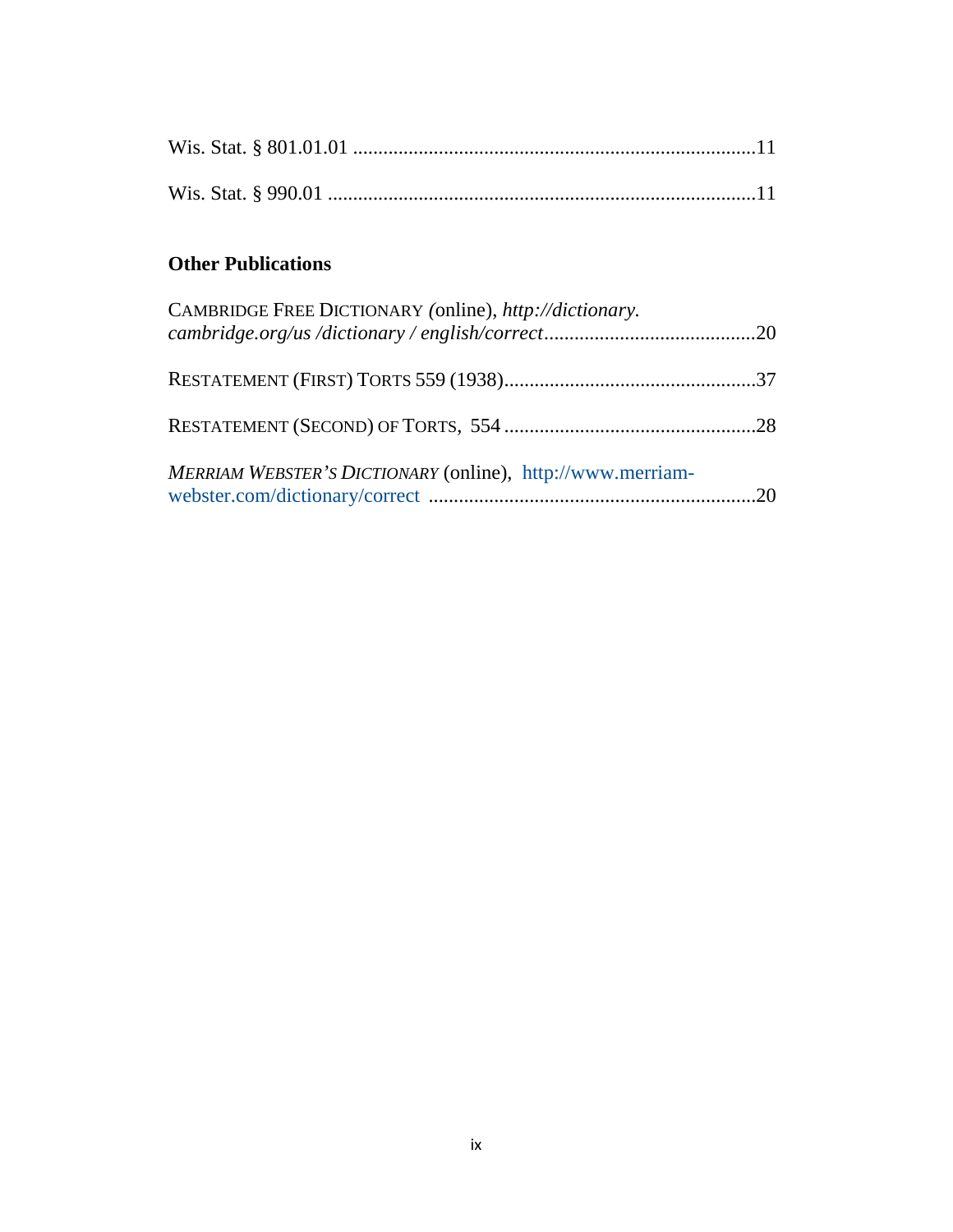Wis. Stat. § 801.01.01 ..............................................................................11

Wis. Stat. § 990.01 ...................................................................................11

**Other Publications**

CAMBRIDGE FREE DICTIONARY *(*online), *http://dictionary. cambridge.org/us /dictionary / english/correct*.........................................20

RESTATEMENT (FIRST) TORTS 559 (1938).................................................37

RESTATEMENT (SECOND) OF TORTS, 554 .................................................28

*MERRIAM WEBSTER'S DICTIONARY* (online), http://www.merriam-webster.com/dictionary/correct ..............................................................20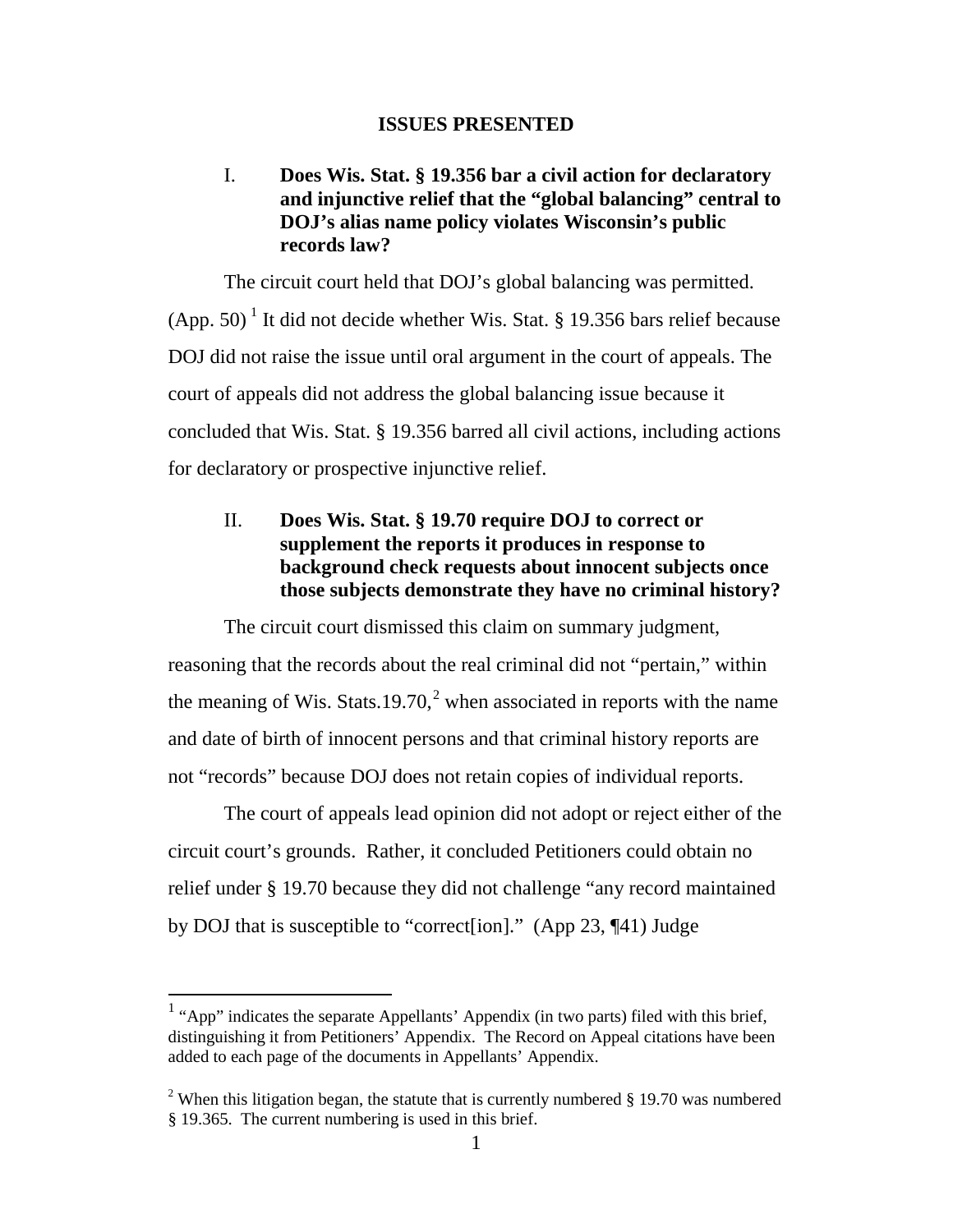## ISSUES PRESENTED

I. **Does Wis. Stat. § 19.356 bar a civil action for declaratory and injunctive relief that the "global balancing" central to DOJ's alias name policy violates Wisconsin's public records law?**

The circuit court held that DOJ's global balancing was permitted. (App. 50) [1] It did not decide whether Wis. Stat. § 19.356 bars relief because DOJ did not raise the issue until oral argument in the court of appeals. The court of appeals did not address the global balancing issue because it concluded that Wis. Stat. § 19.356 barred all civil actions, including actions for declaratory or prospective injunctive relief.

II. **Does Wis. Stat. § 19.70 require DOJ to correct or supplement the reports it produces in response to background check requests about innocent subjects once those subjects demonstrate they have no criminal history?**

The circuit court dismissed this claim on summary judgment, reasoning that the records about the real criminal did not "pertain," within the meaning of Wis. Stats.19.70, [2] when associated in reports with the name and date of birth of innocent persons and that criminal history reports are not "records" because DOJ does not retain copies of individual reports.

The court of appeals lead opinion did not adopt or reject either of the circuit court's grounds. Rather, it concluded Petitioners could obtain no relief under § 19.70 because they did not challenge "any record maintained by DOJ that is susceptible to "correct[ion]." (App 23, ¶41) Judge

---

[1] "App" indicates the separate Appellants' Appendix (in two parts) filed with this brief, distinguishing it from Petitioners' Appendix. The Record on Appeal citations have been added to each page of the documents in Appellants' Appendix.

[2] When this litigation began, the statute that is currently numbered § 19.70 was numbered § 19.365. The current numbering is used in this brief.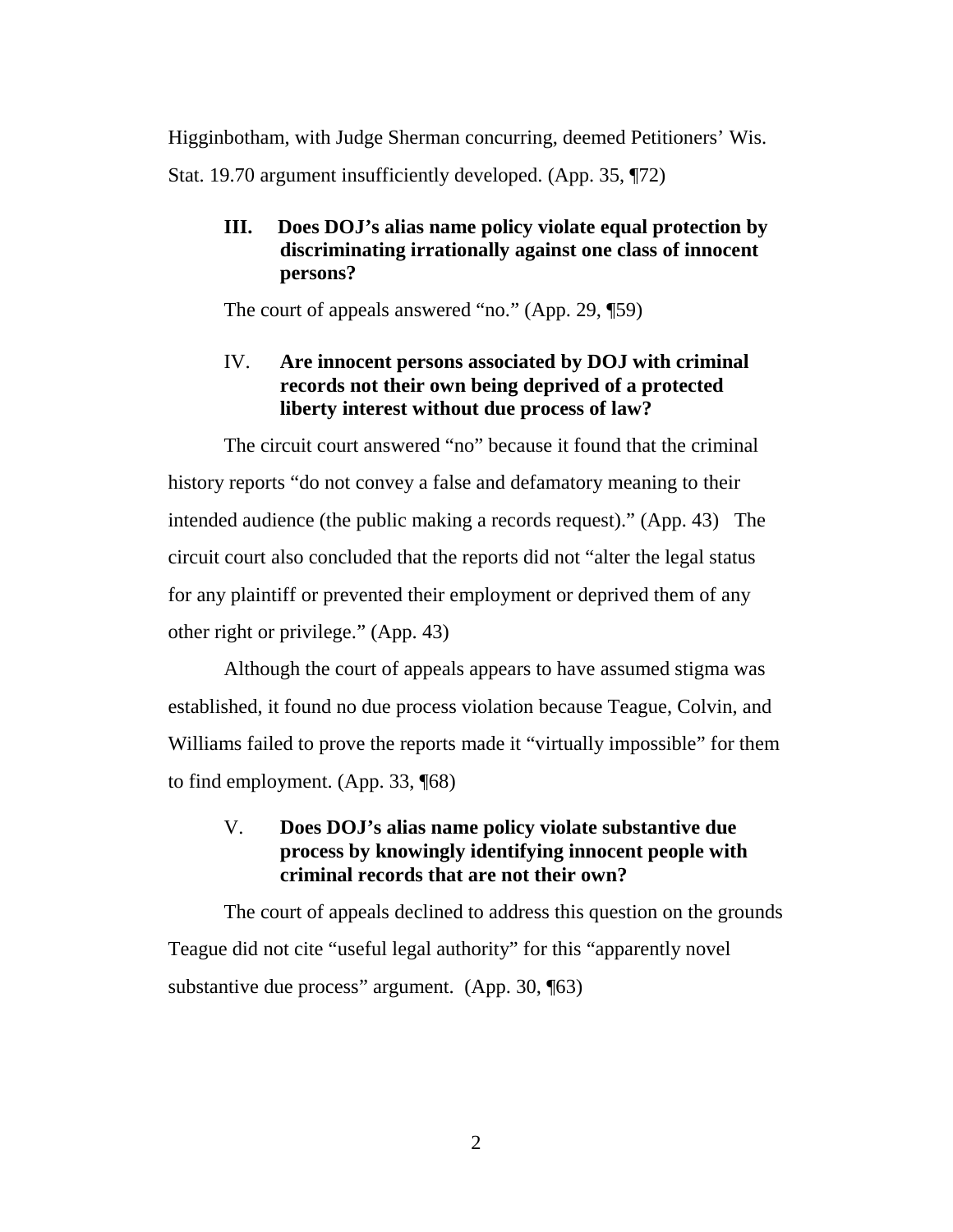Higginbotham, with Judge Sherman concurring, deemed Petitioners' Wis. Stat. 19.70 argument insufficiently developed. (App. 35, ¶72)

**III. Does DOJ's alias name policy violate equal protection by discriminating irrationally against one class of innocent persons?**

The court of appeals answered "no." (App. 29, ¶59)

IV. **Are innocent persons associated by DOJ with criminal records not their own being deprived of a protected liberty interest without due process of law?**

The circuit court answered "no" because it found that the criminal history reports "do not convey a false and defamatory meaning to their intended audience (the public making a records request)." (App. 43) The circuit court also concluded that the reports did not "alter the legal status for any plaintiff or prevented their employment or deprived them of any other right or privilege." (App. 43)

Although the court of appeals appears to have assumed stigma was established, it found no due process violation because Teague, Colvin, and Williams failed to prove the reports made it "virtually impossible" for them to find employment. (App. 33, ¶68)

V. **Does DOJ's alias name policy violate substantive due process by knowingly identifying innocent people with criminal records that are not their own?**

The court of appeals declined to address this question on the grounds Teague did not cite "useful legal authority" for this "apparently novel substantive due process" argument. (App. 30, ¶63)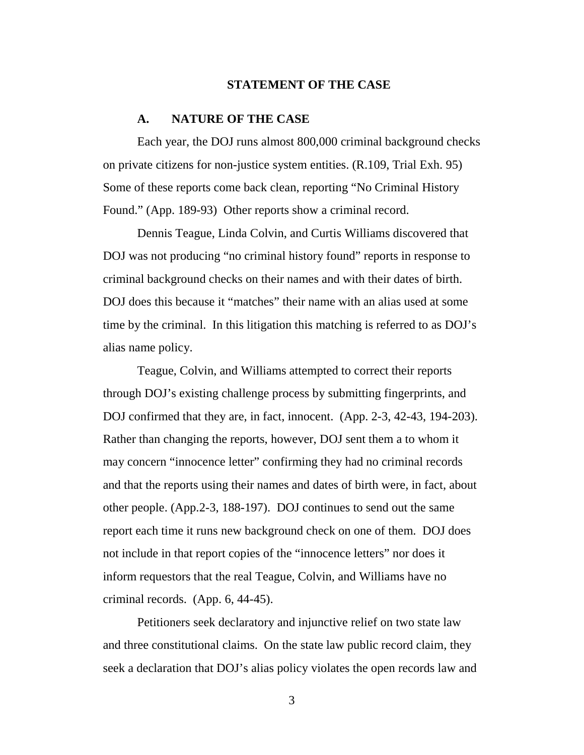## STATEMENT OF THE CASE

### A. NATURE OF THE CASE

Each year, the DOJ runs almost 800,000 criminal background checks on private citizens for non-justice system entities. (R.109, Trial Exh. 95) Some of these reports come back clean, reporting "No Criminal History Found." (App. 189-93) Other reports show a criminal record.

Dennis Teague, Linda Colvin, and Curtis Williams discovered that DOJ was not producing "no criminal history found" reports in response to criminal background checks on their names and with their dates of birth. DOJ does this because it "matches" their name with an alias used at some time by the criminal. In this litigation this matching is referred to as DOJ's alias name policy.

Teague, Colvin, and Williams attempted to correct their reports through DOJ's existing challenge process by submitting fingerprints, and DOJ confirmed that they are, in fact, innocent. (App. 2-3, 42-43, 194-203). Rather than changing the reports, however, DOJ sent them a to whom it may concern "innocence letter" confirming they had no criminal records and that the reports using their names and dates of birth were, in fact, about other people. (App.2-3, 188-197). DOJ continues to send out the same report each time it runs new background check on one of them. DOJ does not include in that report copies of the "innocence letters" nor does it inform requestors that the real Teague, Colvin, and Williams have no criminal records. (App. 6, 44-45).

Petitioners seek declaratory and injunctive relief on two state law and three constitutional claims. On the state law public record claim, they seek a declaration that DOJ's alias policy violates the open records law and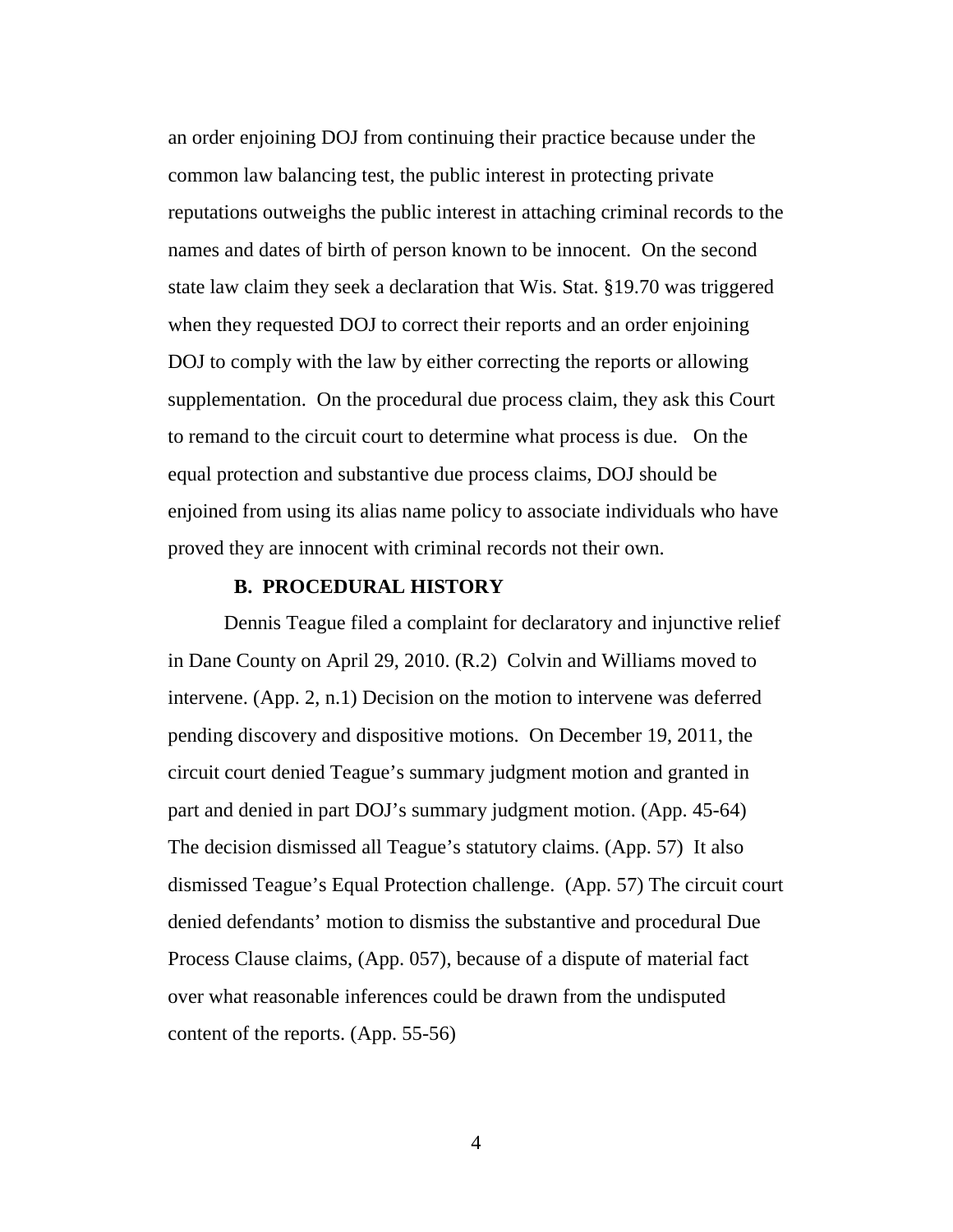an order enjoining DOJ from continuing their practice because under the common law balancing test, the public interest in protecting private reputations outweighs the public interest in attaching criminal records to the names and dates of birth of person known to be innocent. On the second state law claim they seek a declaration that Wis. Stat. §19.70 was triggered when they requested DOJ to correct their reports and an order enjoining DOJ to comply with the law by either correcting the reports or allowing supplementation. On the procedural due process claim, they ask this Court to remand to the circuit court to determine what process is due. On the equal protection and substantive due process claims, DOJ should be enjoined from using its alias name policy to associate individuals who have proved they are innocent with criminal records not their own.

### B. PROCEDURAL HISTORY

Dennis Teague filed a complaint for declaratory and injunctive relief in Dane County on April 29, 2010. (R.2) Colvin and Williams moved to intervene. (App. 2, n.1) Decision on the motion to intervene was deferred pending discovery and dispositive motions. On December 19, 2011, the circuit court denied Teague's summary judgment motion and granted in part and denied in part DOJ's summary judgment motion. (App. 45-64) The decision dismissed all Teague's statutory claims. (App. 57) It also dismissed Teague's Equal Protection challenge. (App. 57) The circuit court denied defendants' motion to dismiss the substantive and procedural Due Process Clause claims, (App. 057), because of a dispute of material fact over what reasonable inferences could be drawn from the undisputed content of the reports. (App. 55-56)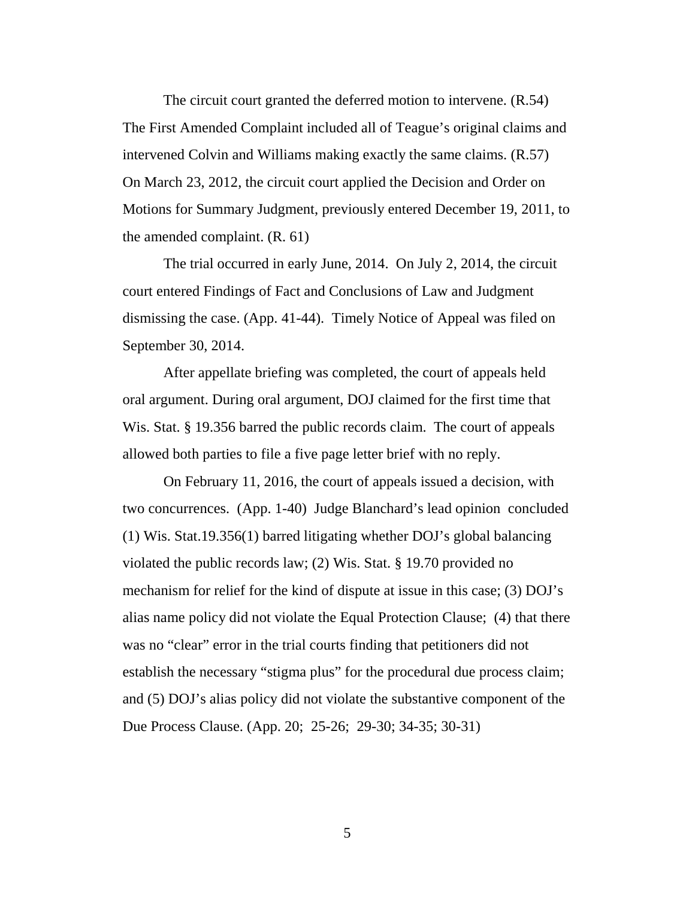The circuit court granted the deferred motion to intervene. (R.54) The First Amended Complaint included all of Teague's original claims and intervened Colvin and Williams making exactly the same claims. (R.57) On March 23, 2012, the circuit court applied the Decision and Order on Motions for Summary Judgment, previously entered December 19, 2011, to the amended complaint. (R. 61)

The trial occurred in early June, 2014. On July 2, 2014, the circuit court entered Findings of Fact and Conclusions of Law and Judgment dismissing the case. (App. 41-44). Timely Notice of Appeal was filed on September 30, 2014.

After appellate briefing was completed, the court of appeals held oral argument. During oral argument, DOJ claimed for the first time that Wis. Stat. § 19.356 barred the public records claim. The court of appeals allowed both parties to file a five page letter brief with no reply.

On February 11, 2016, the court of appeals issued a decision, with two concurrences. (App. 1-40) Judge Blanchard's lead opinion concluded (1) Wis. Stat.19.356(1) barred litigating whether DOJ's global balancing violated the public records law; (2) Wis. Stat. § 19.70 provided no mechanism for relief for the kind of dispute at issue in this case; (3) DOJ's alias name policy did not violate the Equal Protection Clause; (4) that there was no "clear" error in the trial courts finding that petitioners did not establish the necessary "stigma plus" for the procedural due process claim; and (5) DOJ's alias policy did not violate the substantive component of the Due Process Clause. (App. 20; 25-26; 29-30; 34-35; 30-31)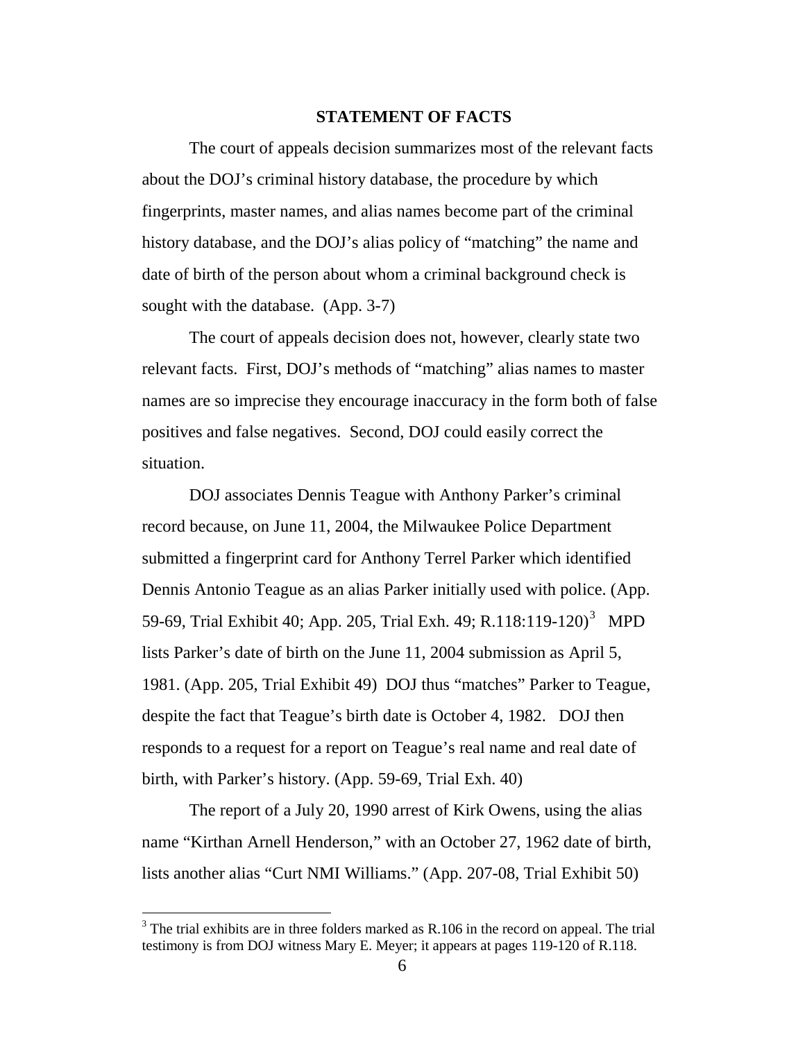## STATEMENT OF FACTS

The court of appeals decision summarizes most of the relevant facts about the DOJ's criminal history database, the procedure by which fingerprints, master names, and alias names become part of the criminal history database, and the DOJ's alias policy of "matching" the name and date of birth of the person about whom a criminal background check is sought with the database. (App. 3-7)

The court of appeals decision does not, however, clearly state two relevant facts. First, DOJ's methods of "matching" alias names to master names are so imprecise they encourage inaccuracy in the form both of false positives and false negatives. Second, DOJ could easily correct the situation.

DOJ associates Dennis Teague with Anthony Parker's criminal record because, on June 11, 2004, the Milwaukee Police Department submitted a fingerprint card for Anthony Terrel Parker which identified Dennis Antonio Teague as an alias Parker initially used with police. (App. 59-69, Trial Exhibit 40; App. 205, Trial Exh. 49; R.118:119-120)[3] MPD lists Parker's date of birth on the June 11, 2004 submission as April 5, 1981. (App. 205, Trial Exhibit 49) DOJ thus "matches" Parker to Teague, despite the fact that Teague's birth date is October 4, 1982. DOJ then responds to a request for a report on Teague's real name and real date of birth, with Parker's history. (App. 59-69, Trial Exh. 40)

The report of a July 20, 1990 arrest of Kirk Owens, using the alias name "Kirthan Arnell Henderson," with an October 27, 1962 date of birth, lists another alias "Curt NMI Williams." (App. 207-08, Trial Exhibit 50)

[3] The trial exhibits are in three folders marked as R.106 in the record on appeal. The trial testimony is from DOJ witness Mary E. Meyer; it appears at pages 119-120 of R.118.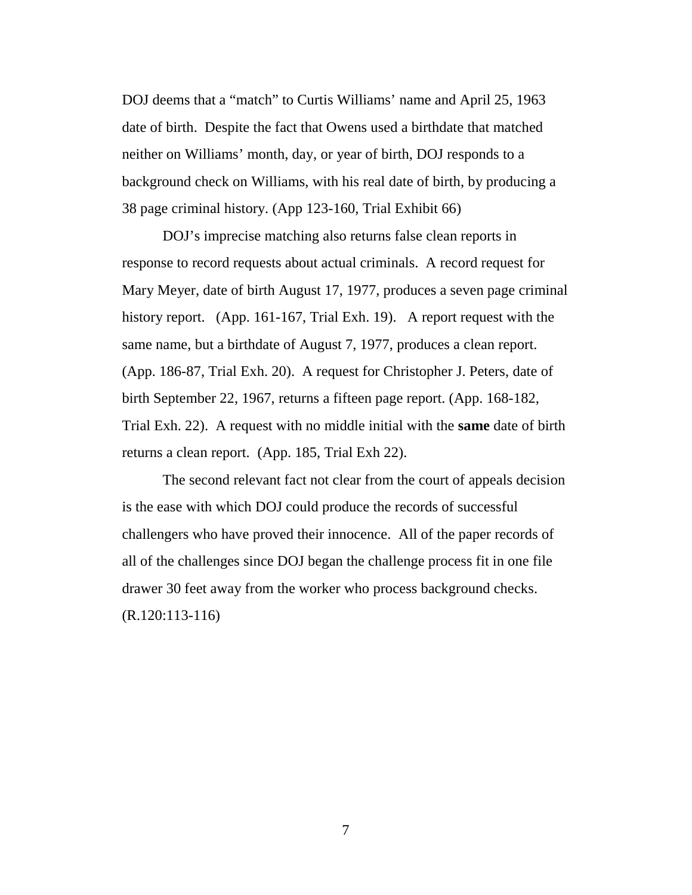DOJ deems that a "match" to Curtis Williams' name and April 25, 1963 date of birth. Despite the fact that Owens used a birthdate that matched neither on Williams' month, day, or year of birth, DOJ responds to a background check on Williams, with his real date of birth, by producing a 38 page criminal history. (App 123-160, Trial Exhibit 66)

DOJ's imprecise matching also returns false clean reports in response to record requests about actual criminals. A record request for Mary Meyer, date of birth August 17, 1977, produces a seven page criminal history report. (App. 161-167, Trial Exh. 19). A report request with the same name, but a birthdate of August 7, 1977, produces a clean report. (App. 186-87, Trial Exh. 20). A request for Christopher J. Peters, date of birth September 22, 1967, returns a fifteen page report. (App. 168-182, Trial Exh. 22). A request with no middle initial with the **same** date of birth returns a clean report. (App. 185, Trial Exh 22).

The second relevant fact not clear from the court of appeals decision is the ease with which DOJ could produce the records of successful challengers who have proved their innocence. All of the paper records of all of the challenges since DOJ began the challenge process fit in one file drawer 30 feet away from the worker who process background checks. (R.120:113-116)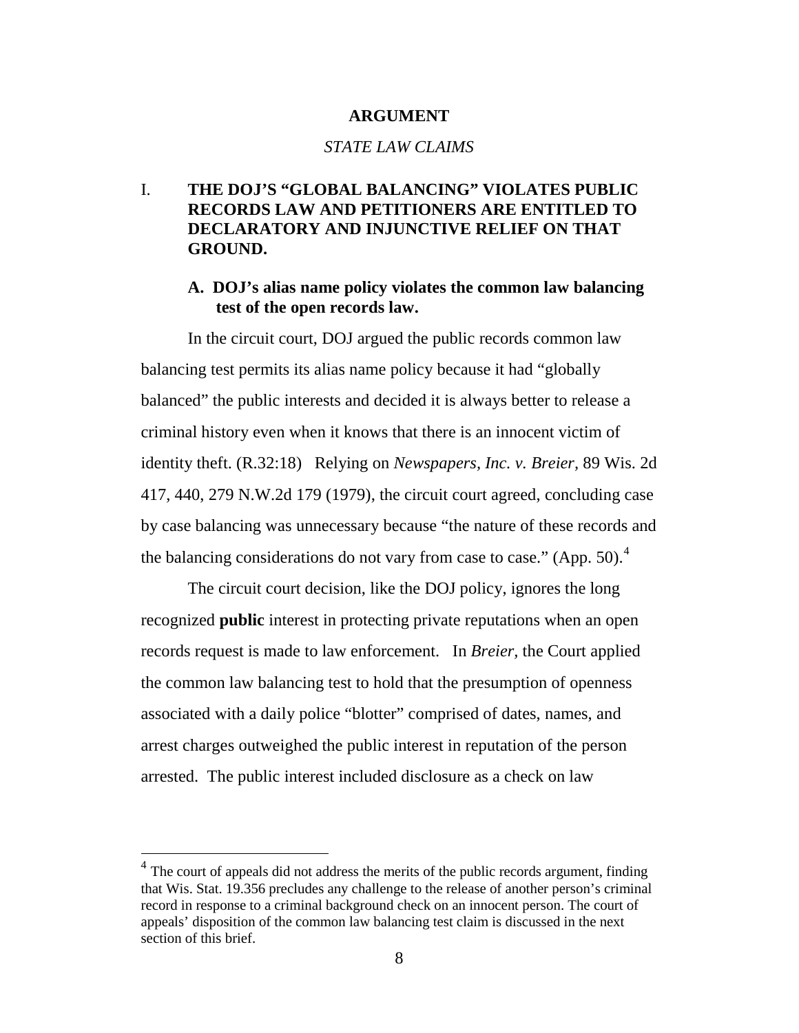## ARGUMENT

*STATE LAW CLAIMS*

### I. THE DOJ'S "GLOBAL BALANCING" VIOLATES PUBLIC RECORDS LAW AND PETITIONERS ARE ENTITLED TO DECLARATORY AND INJUNCTIVE RELIEF ON THAT GROUND.

#### A. DOJ's alias name policy violates the common law balancing test of the open records law.

In the circuit court, DOJ argued the public records common law balancing test permits its alias name policy because it had "globally balanced" the public interests and decided it is always better to release a criminal history even when it knows that there is an innocent victim of identity theft. (R.32:18) Relying on *Newspapers, Inc. v. Breier*, 89 Wis. 2d 417, 440, 279 N.W.2d 179 (1979), the circuit court agreed, concluding case by case balancing was unnecessary because "the nature of these records and the balancing considerations do not vary from case to case." (App. 50).[4]

The circuit court decision, like the DOJ policy, ignores the long recognized **public** interest in protecting private reputations when an open records request is made to law enforcement. In *Breier,* the Court applied the common law balancing test to hold that the presumption of openness associated with a daily police "blotter" comprised of dates, names, and arrest charges outweighed the public interest in reputation of the person arrested. The public interest included disclosure as a check on law

[4] The court of appeals did not address the merits of the public records argument, finding that Wis. Stat. 19.356 precludes any challenge to the release of another person's criminal record in response to a criminal background check on an innocent person. The court of appeals' disposition of the common law balancing test claim is discussed in the next section of this brief.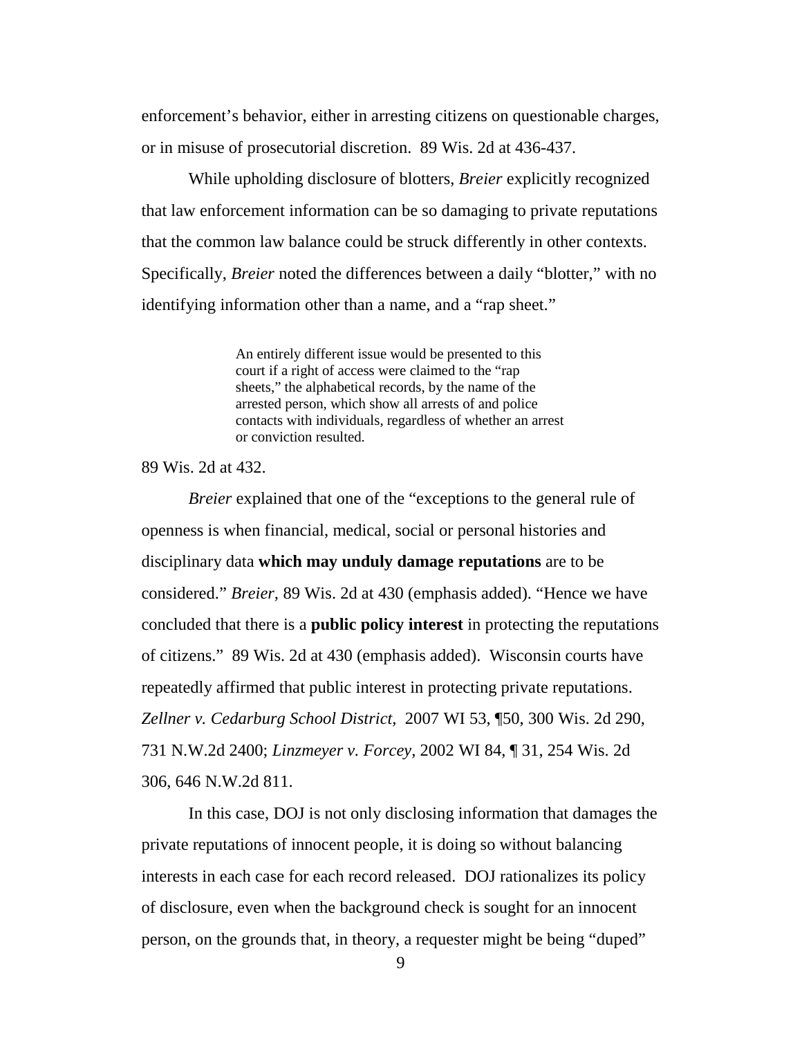enforcement's behavior, either in arresting citizens on questionable charges, or in misuse of prosecutorial discretion. 89 Wis. 2d at 436-437.

While upholding disclosure of blotters, *Breier* explicitly recognized that law enforcement information can be so damaging to private reputations that the common law balance could be struck differently in other contexts. Specifically, *Breier* noted the differences between a daily "blotter," with no identifying information other than a name, and a "rap sheet."

> An entirely different issue would be presented to this court if a right of access were claimed to the "rap sheets," the alphabetical records, by the name of the arrested person, which show all arrests of and police contacts with individuals, regardless of whether an arrest or conviction resulted.

89 Wis. 2d at 432.

*Breier* explained that one of the "exceptions to the general rule of openness is when financial, medical, social or personal histories and disciplinary data **which may unduly damage reputations** are to be considered." *Breier,* 89 Wis. 2d at 430 (emphasis added). "Hence we have concluded that there is a **public policy interest** in protecting the reputations of citizens." 89 Wis. 2d at 430 (emphasis added). Wisconsin courts have repeatedly affirmed that public interest in protecting private reputations. *Zellner v. Cedarburg School District,* 2007 WI 53, ¶50, 300 Wis. 2d 290, 731 N.W.2d 2400; *Linzmeyer v. Forcey,* 2002 WI 84, ¶ 31, 254 Wis. 2d 306, 646 N.W.2d 811.

In this case, DOJ is not only disclosing information that damages the private reputations of innocent people, it is doing so without balancing interests in each case for each record released. DOJ rationalizes its policy of disclosure, even when the background check is sought for an innocent person, on the grounds that, in theory, a requester might be being "duped"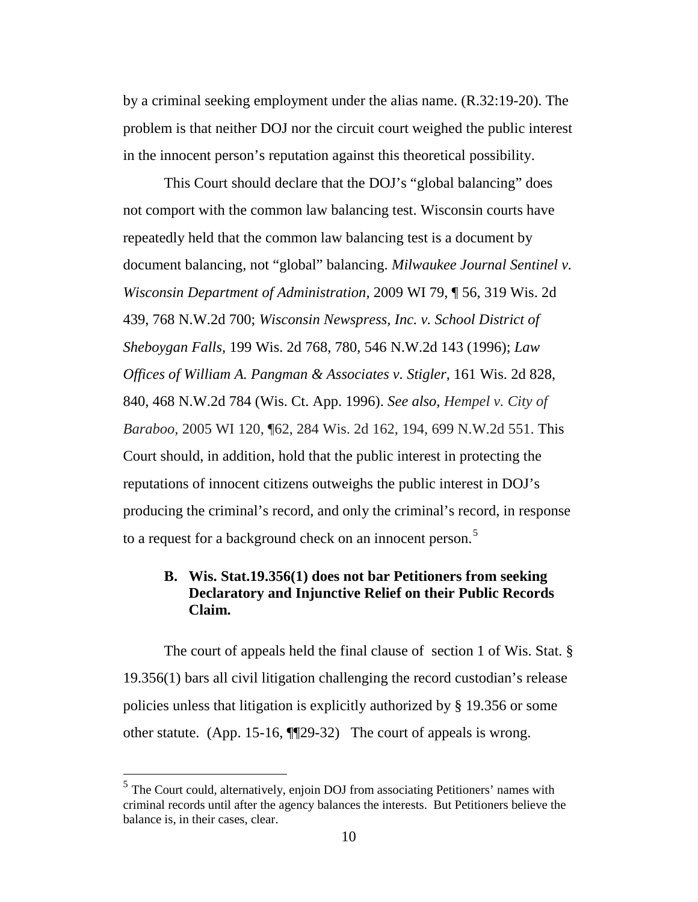by a criminal seeking employment under the alias name. (R.32:19-20). The problem is that neither DOJ nor the circuit court weighed the public interest in the innocent person's reputation against this theoretical possibility.

This Court should declare that the DOJ's "global balancing" does not comport with the common law balancing test. Wisconsin courts have repeatedly held that the common law balancing test is a document by document balancing, not "global" balancing. *Milwaukee Journal Sentinel v. Wisconsin Department of Administration,* 2009 WI 79, ¶ 56, 319 Wis. 2d 439, 768 N.W.2d 700; *Wisconsin Newspress, Inc. v. School District of Sheboygan Falls*, 199 Wis. 2d 768, 780, 546 N.W.2d 143 (1996); *Law Offices of William A. Pangman & Associates v. Stigler*, 161 Wis. 2d 828, 840, 468 N.W.2d 784 (Wis. Ct. App. 1996). *See also, Hempel v. City of Baraboo,* 2005 WI 120, ¶62, 284 Wis. 2d 162, 194, 699 N.W.2d 551. This Court should, in addition, hold that the public interest in protecting the reputations of innocent citizens outweighs the public interest in DOJ's producing the criminal's record, and only the criminal's record, in response to a request for a background check on an innocent person.[5]

### B. Wis. Stat.19.356(1) does not bar Petitioners from seeking Declaratory and Injunctive Relief on their Public Records Claim.

The court of appeals held the final clause of section 1 of Wis. Stat. § 19.356(1) bars all civil litigation challenging the record custodian's release policies unless that litigation is explicitly authorized by § 19.356 or some other statute. (App. 15-16, ¶¶29-32) The court of appeals is wrong.

[5] The Court could, alternatively, enjoin DOJ from associating Petitioners' names with criminal records until after the agency balances the interests. But Petitioners believe the balance is, in their cases, clear.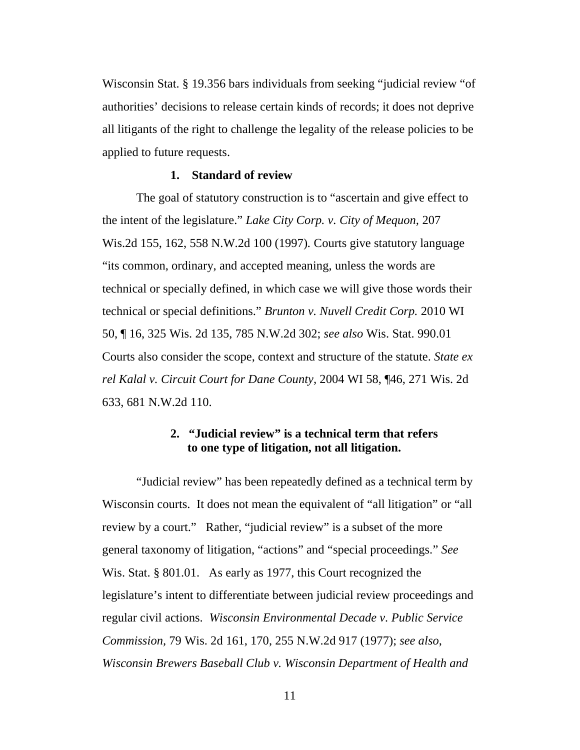Wisconsin Stat. § 19.356 bars individuals from seeking "judicial review "of authorities' decisions to release certain kinds of records; it does not deprive all litigants of the right to challenge the legality of the release policies to be applied to future requests.

### 1. Standard of review

The goal of statutory construction is to "ascertain and give effect to the intent of the legislature." *Lake City Corp. v. City of Mequon,* 207 Wis.2d 155, 162, 558 N.W.2d 100 (1997). Courts give statutory language "its common, ordinary, and accepted meaning, unless the words are technical or specially defined, in which case we will give those words their technical or special definitions." *Brunton v. Nuvell Credit Corp.* 2010 WI 50, ¶ 16, 325 Wis. 2d 135, 785 N.W.2d 302; *see also* Wis. Stat. 990.01 Courts also consider the scope, context and structure of the statute. *State ex rel Kalal v. Circuit Court for Dane County,* 2004 WI 58, ¶46, 271 Wis. 2d 633, 681 N.W.2d 110.

### 2. "Judicial review" is a technical term that refers to one type of litigation, not all litigation.

"Judicial review" has been repeatedly defined as a technical term by Wisconsin courts. It does not mean the equivalent of "all litigation" or "all review by a court." Rather, "judicial review" is a subset of the more general taxonomy of litigation, "actions" and "special proceedings." *See* Wis. Stat. § 801.01. As early as 1977, this Court recognized the legislature's intent to differentiate between judicial review proceedings and regular civil actions. *Wisconsin Environmental Decade v. Public Service Commission,* 79 Wis. 2d 161, 170, 255 N.W.2d 917 (1977); *see also, Wisconsin Brewers Baseball Club v. Wisconsin Department of Health and*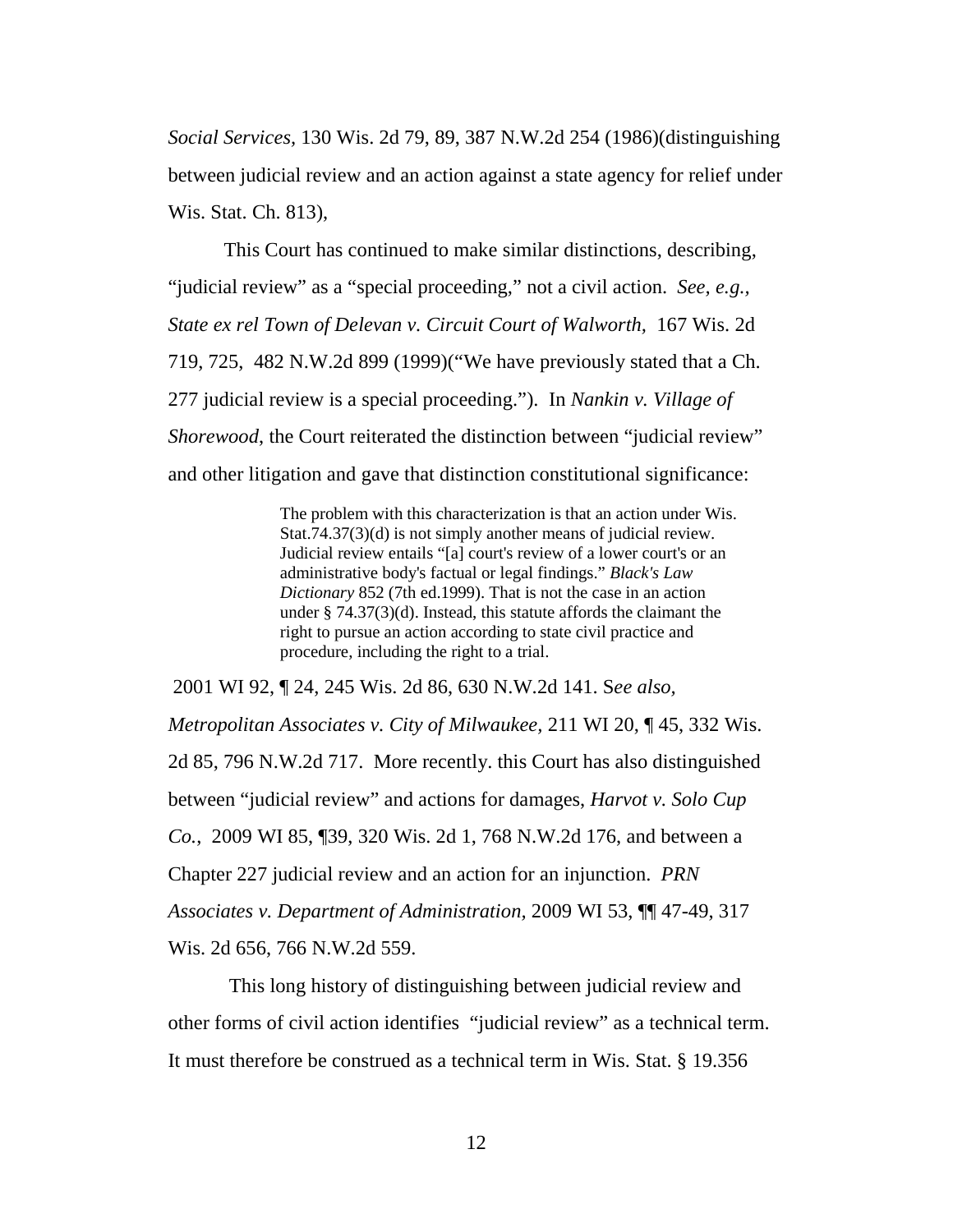*Social Services*, 130 Wis. 2d 79, 89, 387 N.W.2d 254 (1986)(distinguishing between judicial review and an action against a state agency for relief under Wis. Stat. Ch. 813),

This Court has continued to make similar distinctions, describing, "judicial review" as a "special proceeding," not a civil action. *See, e.g., State ex rel Town of Delevan v. Circuit Court of Walworth,* 167 Wis. 2d 719, 725, 482 N.W.2d 899 (1999)("We have previously stated that a Ch. 277 judicial review is a special proceeding."). In *Nankin v. Village of Shorewood*, the Court reiterated the distinction between "judicial review" and other litigation and gave that distinction constitutional significance:

> The problem with this characterization is that an action under Wis. Stat.74.37(3)(d) is not simply another means of judicial review. Judicial review entails "[a] court's review of a lower court's or an administrative body's factual or legal findings." *Black's Law Dictionary* 852 (7th ed.1999). That is not the case in an action under § 74.37(3)(d). Instead, this statute affords the claimant the right to pursue an action according to state civil practice and procedure, including the right to a trial.

2001 WI 92, ¶ 24, 245 Wis. 2d 86, 630 N.W.2d 141. S*ee also, Metropolitan Associates v. City of Milwaukee,* 211 WI 20, ¶ 45, 332 Wis. 2d 85, 796 N.W.2d 717. More recently. this Court has also distinguished between "judicial review" and actions for damages, *Harvot v. Solo Cup Co.*, 2009 WI 85, ¶39, 320 Wis. 2d 1, 768 N.W.2d 176, and between a Chapter 227 judicial review and an action for an injunction. *PRN Associates v. Department of Administration,* 2009 WI 53, ¶¶ 47-49, 317 Wis. 2d 656, 766 N.W.2d 559.

This long history of distinguishing between judicial review and other forms of civil action identifies "judicial review" as a technical term. It must therefore be construed as a technical term in Wis. Stat. § 19.356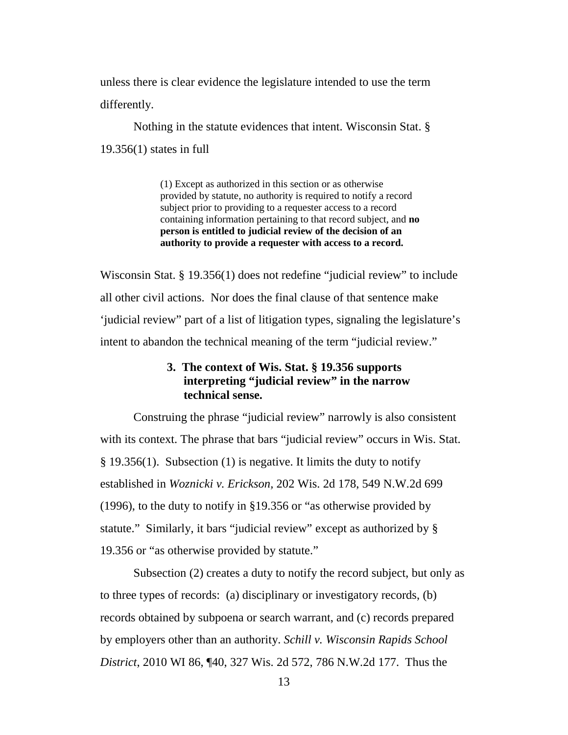unless there is clear evidence the legislature intended to use the term differently.

Nothing in the statute evidences that intent. Wisconsin Stat. § 19.356(1) states in full

> (1) Except as authorized in this section or as otherwise provided by statute, no authority is required to notify a record subject prior to providing to a requester access to a record containing information pertaining to that record subject, and **no person is entitled to judicial review of the decision of an authority to provide a requester with access to a record.**

Wisconsin Stat. § 19.356(1) does not redefine "judicial review" to include all other civil actions. Nor does the final clause of that sentence make 'judicial review" part of a list of litigation types, signaling the legislature's intent to abandon the technical meaning of the term "judicial review."

#### 3. The context of Wis. Stat. § 19.356 supports interpreting "judicial review" in the narrow technical sense.

Construing the phrase "judicial review" narrowly is also consistent with its context. The phrase that bars "judicial review" occurs in Wis. Stat. § 19.356(1). Subsection (1) is negative. It limits the duty to notify established in *Woznicki v. Erickson*, 202 Wis. 2d 178, 549 N.W.2d 699 (1996), to the duty to notify in §19.356 or "as otherwise provided by statute." Similarly, it bars "judicial review" except as authorized by § 19.356 or "as otherwise provided by statute."

Subsection (2) creates a duty to notify the record subject, but only as to three types of records: (a) disciplinary or investigatory records, (b) records obtained by subpoena or search warrant, and (c) records prepared by employers other than an authority. *Schill v. Wisconsin Rapids School District*, 2010 WI 86, ¶40, 327 Wis. 2d 572, 786 N.W.2d 177. Thus the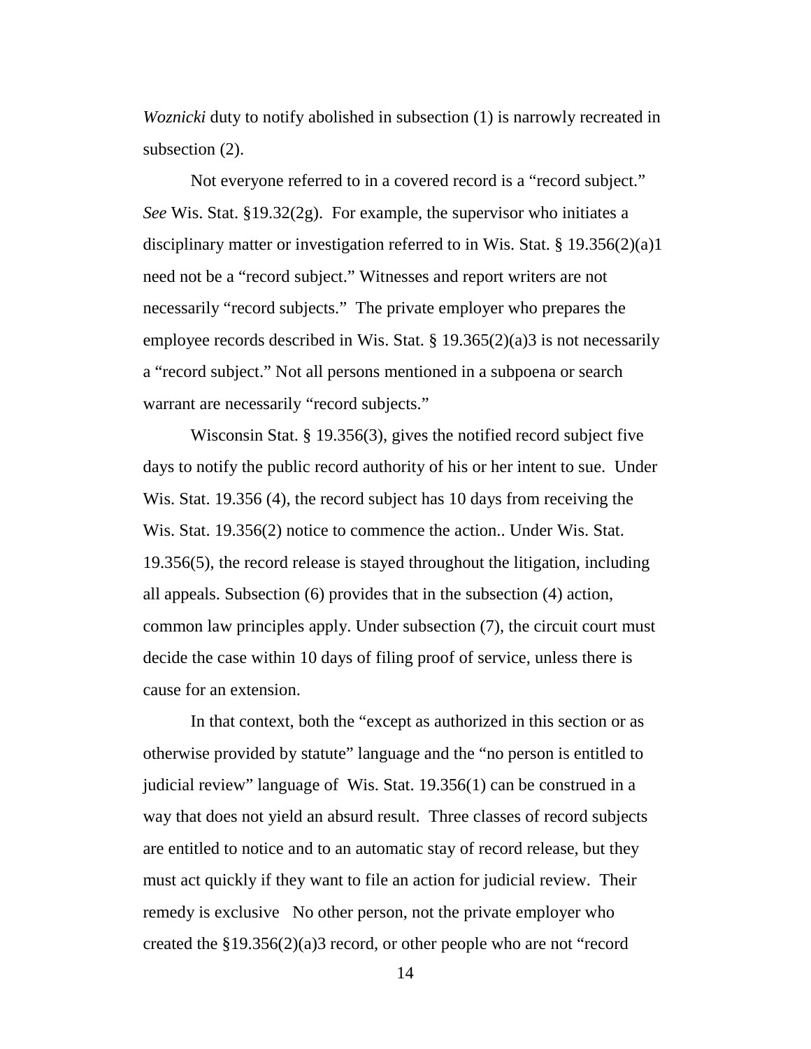*Woznicki* duty to notify abolished in subsection (1) is narrowly recreated in subsection (2).

Not everyone referred to in a covered record is a "record subject." *See* Wis. Stat. §19.32(2g). For example, the supervisor who initiates a disciplinary matter or investigation referred to in Wis. Stat. § 19.356(2)(a)1 need not be a "record subject." Witnesses and report writers are not necessarily "record subjects." The private employer who prepares the employee records described in Wis. Stat. § 19.365(2)(a)3 is not necessarily a "record subject." Not all persons mentioned in a subpoena or search warrant are necessarily "record subjects."

Wisconsin Stat. § 19.356(3), gives the notified record subject five days to notify the public record authority of his or her intent to sue. Under Wis. Stat. 19.356 (4), the record subject has 10 days from receiving the Wis. Stat. 19.356(2) notice to commence the action.. Under Wis. Stat. 19.356(5), the record release is stayed throughout the litigation, including all appeals. Subsection (6) provides that in the subsection (4) action, common law principles apply. Under subsection (7), the circuit court must decide the case within 10 days of filing proof of service, unless there is cause for an extension.

In that context, both the "except as authorized in this section or as otherwise provided by statute" language and the "no person is entitled to judicial review" language of Wis. Stat. 19.356(1) can be construed in a way that does not yield an absurd result. Three classes of record subjects are entitled to notice and to an automatic stay of record release, but they must act quickly if they want to file an action for judicial review. Their remedy is exclusive No other person, not the private employer who created the §19.356(2)(a)3 record, or other people who are not "record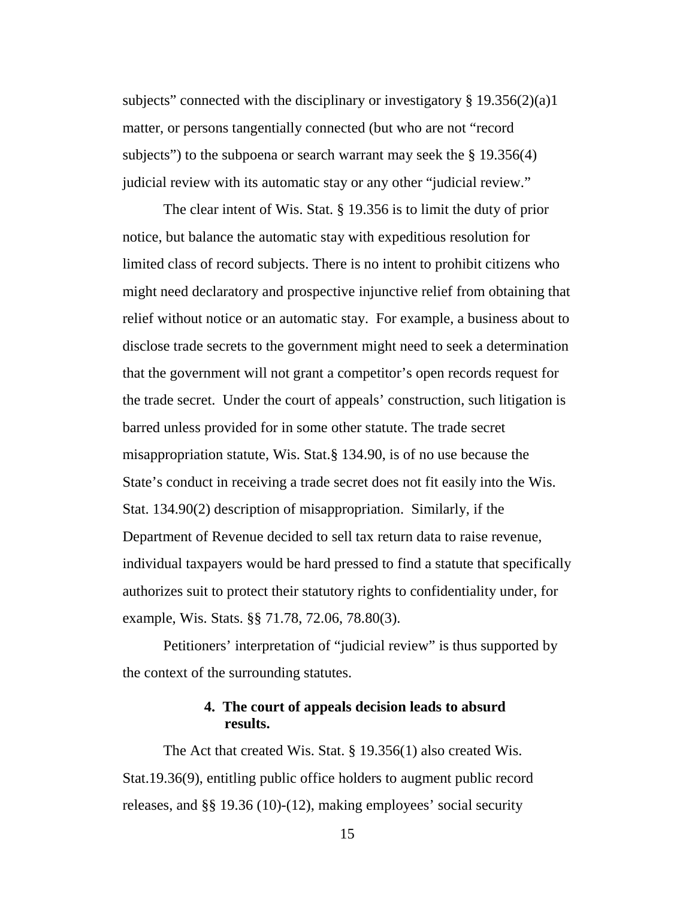subjects" connected with the disciplinary or investigatory § 19.356(2)(a)1 matter, or persons tangentially connected (but who are not "record subjects") to the subpoena or search warrant may seek the § 19.356(4) judicial review with its automatic stay or any other "judicial review."

The clear intent of Wis. Stat. § 19.356 is to limit the duty of prior notice, but balance the automatic stay with expeditious resolution for limited class of record subjects. There is no intent to prohibit citizens who might need declaratory and prospective injunctive relief from obtaining that relief without notice or an automatic stay. For example, a business about to disclose trade secrets to the government might need to seek a determination that the government will not grant a competitor's open records request for the trade secret. Under the court of appeals' construction, such litigation is barred unless provided for in some other statute. The trade secret misappropriation statute, Wis. Stat.§ 134.90, is of no use because the State's conduct in receiving a trade secret does not fit easily into the Wis. Stat. 134.90(2) description of misappropriation. Similarly, if the Department of Revenue decided to sell tax return data to raise revenue, individual taxpayers would be hard pressed to find a statute that specifically authorizes suit to protect their statutory rights to confidentiality under, for example, Wis. Stats. §§ 71.78, 72.06, 78.80(3).

Petitioners' interpretation of "judicial review" is thus supported by the context of the surrounding statutes.

#### 4. The court of appeals decision leads to absurd results.

The Act that created Wis. Stat. § 19.356(1) also created Wis. Stat.19.36(9), entitling public office holders to augment public record releases, and §§ 19.36 (10)-(12), making employees' social security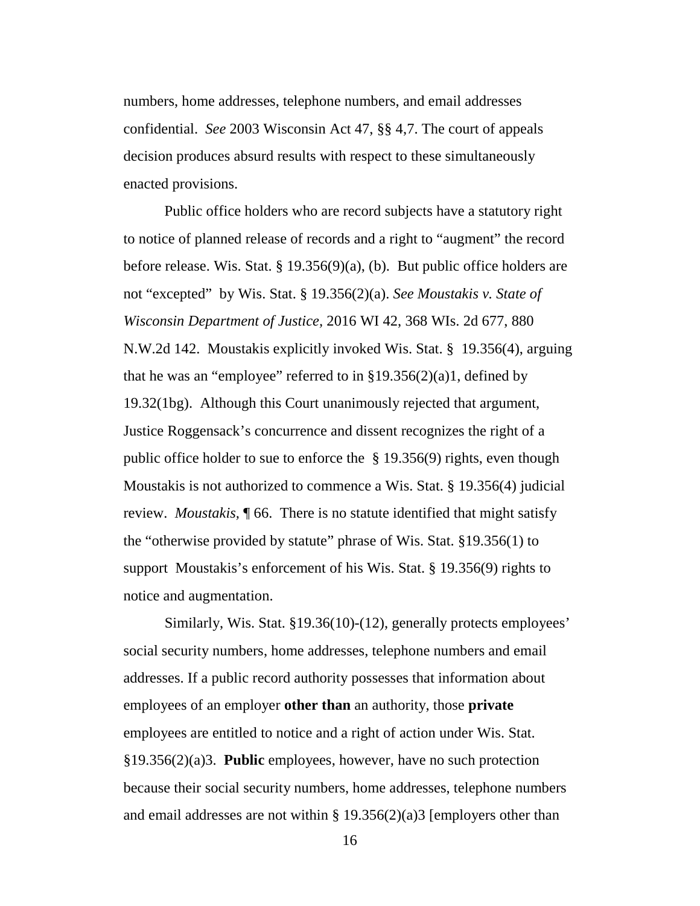numbers, home addresses, telephone numbers, and email addresses confidential. *See* 2003 Wisconsin Act 47, §§ 4,7. The court of appeals decision produces absurd results with respect to these simultaneously enacted provisions.

Public office holders who are record subjects have a statutory right to notice of planned release of records and a right to "augment" the record before release. Wis. Stat. § 19.356(9)(a), (b). But public office holders are not "excepted" by Wis. Stat. § 19.356(2)(a). *See Moustakis v. State of Wisconsin Department of Justice*, 2016 WI 42, 368 WIs. 2d 677, 880 N.W.2d 142. Moustakis explicitly invoked Wis. Stat. § 19.356(4), arguing that he was an "employee" referred to in §19.356(2)(a)1, defined by 19.32(1bg). Although this Court unanimously rejected that argument, Justice Roggensack's concurrence and dissent recognizes the right of a public office holder to sue to enforce the § 19.356(9) rights, even though Moustakis is not authorized to commence a Wis. Stat. § 19.356(4) judicial review. *Moustakis*, ¶ 66. There is no statute identified that might satisfy the "otherwise provided by statute" phrase of Wis. Stat. §19.356(1) to support Moustakis's enforcement of his Wis. Stat. § 19.356(9) rights to notice and augmentation.

Similarly, Wis. Stat. §19.36(10)-(12), generally protects employees' social security numbers, home addresses, telephone numbers and email addresses. If a public record authority possesses that information about employees of an employer **other than** an authority, those **private** employees are entitled to notice and a right of action under Wis. Stat. §19.356(2)(a)3. **Public** employees, however, have no such protection because their social security numbers, home addresses, telephone numbers and email addresses are not within § 19.356(2)(a)3 [employers other than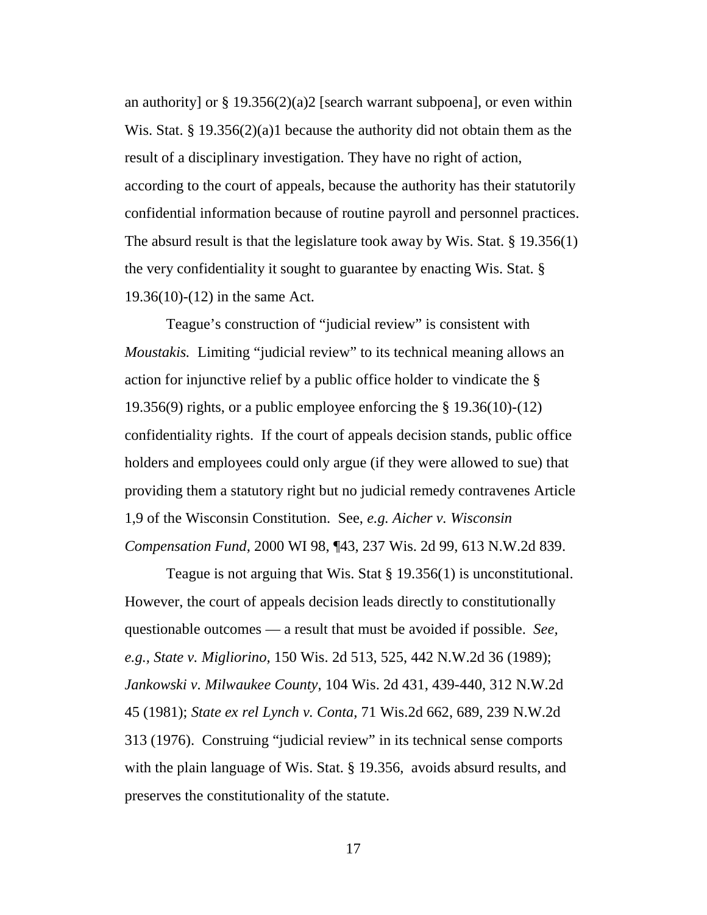an authority] or § 19.356(2)(a)2 [search warrant subpoena], or even within Wis. Stat. § 19.356(2)(a)1 because the authority did not obtain them as the result of a disciplinary investigation. They have no right of action, according to the court of appeals, because the authority has their statutorily confidential information because of routine payroll and personnel practices. The absurd result is that the legislature took away by Wis. Stat. § 19.356(1) the very confidentiality it sought to guarantee by enacting Wis. Stat. § 19.36(10)-(12) in the same Act.

Teague's construction of "judicial review" is consistent with *Moustakis.* Limiting "judicial review" to its technical meaning allows an action for injunctive relief by a public office holder to vindicate the § 19.356(9) rights, or a public employee enforcing the § 19.36(10)-(12) confidentiality rights. If the court of appeals decision stands, public office holders and employees could only argue (if they were allowed to sue) that providing them a statutory right but no judicial remedy contravenes Article 1,9 of the Wisconsin Constitution. See, *e.g. Aicher v. Wisconsin Compensation Fund,* 2000 WI 98, ¶43, 237 Wis. 2d 99, 613 N.W.2d 839.

Teague is not arguing that Wis. Stat § 19.356(1) is unconstitutional. However, the court of appeals decision leads directly to constitutionally questionable outcomes — a result that must be avoided if possible. *See, e.g., State v. Migliorino,* 150 Wis. 2d 513, 525, 442 N.W.2d 36 (1989); *Jankowski v. Milwaukee County,* 104 Wis. 2d 431, 439-440, 312 N.W.2d 45 (1981); *State ex rel Lynch v. Conta,* 71 Wis.2d 662, 689, 239 N.W.2d 313 (1976). Construing "judicial review" in its technical sense comports with the plain language of Wis. Stat. § 19.356, avoids absurd results, and preserves the constitutionality of the statute.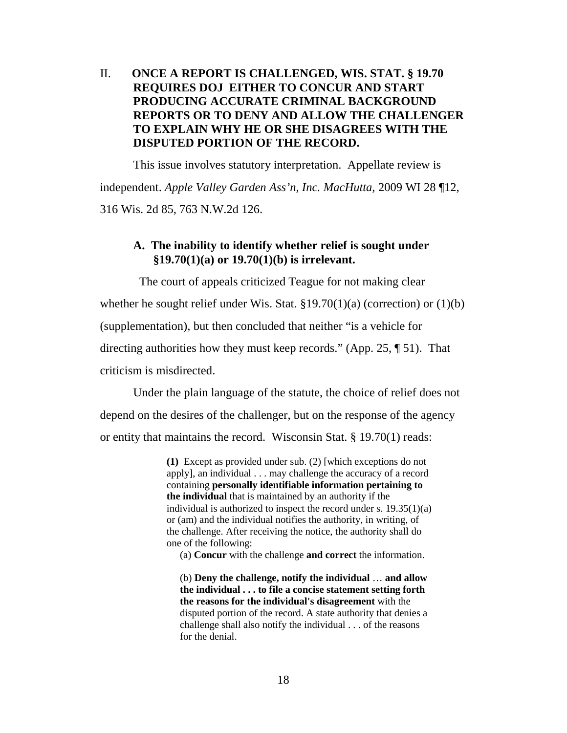## II. ONCE A REPORT IS CHALLENGED, WIS. STAT. § 19.70 REQUIRES DOJ EITHER TO CONCUR AND START PRODUCING ACCURATE CRIMINAL BACKGROUND REPORTS OR TO DENY AND ALLOW THE CHALLENGER TO EXPLAIN WHY HE OR SHE DISAGREES WITH THE DISPUTED PORTION OF THE RECORD.

This issue involves statutory interpretation. Appellate review is independent. *Apple Valley Garden Ass'n, Inc. MacHutta,* 2009 WI 28 ¶12, 316 Wis. 2d 85, 763 N.W.2d 126.

### A. The inability to identify whether relief is sought under §19.70(1)(a) or 19.70(1)(b) is irrelevant.

The court of appeals criticized Teague for not making clear whether he sought relief under Wis. Stat. §19.70(1)(a) (correction) or (1)(b) (supplementation), but then concluded that neither "is a vehicle for directing authorities how they must keep records." (App. 25, ¶ 51). That criticism is misdirected.

Under the plain language of the statute, the choice of relief does not depend on the desires of the challenger, but on the response of the agency or entity that maintains the record. Wisconsin Stat. § 19.70(1) reads:

> **(1)** Except as provided under sub. (2) [which exceptions do not apply], an individual . . . may challenge the accuracy of a record containing **personally identifiable information pertaining to the individual** that is maintained by an authority if the individual is authorized to inspect the record under s. 19.35(1)(a) or (am) and the individual notifies the authority, in writing, of the challenge. After receiving the notice, the authority shall do one of the following:
>
> (a) **Concur** with the challenge **and correct** the information.
>
> (b) **Deny the challenge, notify the individual** … **and allow the individual . . . to file a concise statement setting forth the reasons for the individual's disagreement** with the disputed portion of the record. A state authority that denies a challenge shall also notify the individual . . . of the reasons for the denial.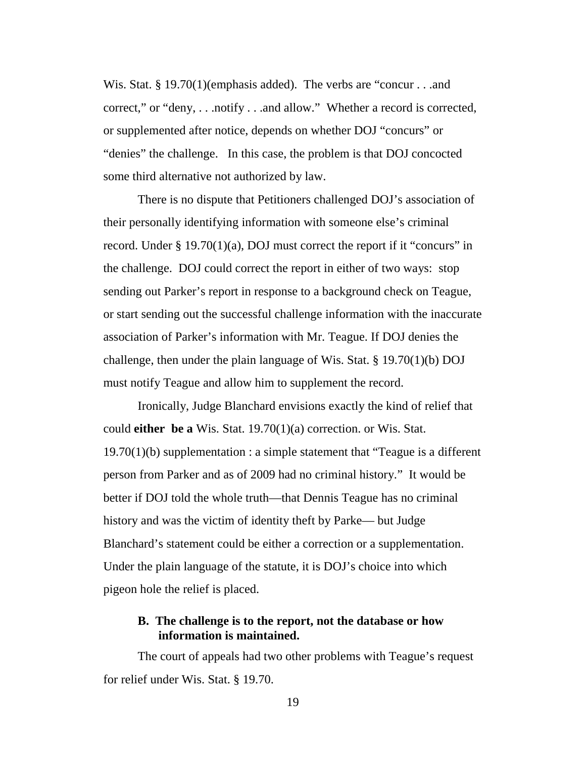Wis. Stat. § 19.70(1)(emphasis added). The verbs are "concur . . .and correct," or "deny, . . .notify . . .and allow." Whether a record is corrected, or supplemented after notice, depends on whether DOJ "concurs" or "denies" the challenge. In this case, the problem is that DOJ concocted some third alternative not authorized by law.

There is no dispute that Petitioners challenged DOJ's association of their personally identifying information with someone else's criminal record. Under § 19.70(1)(a), DOJ must correct the report if it "concurs" in the challenge. DOJ could correct the report in either of two ways: stop sending out Parker's report in response to a background check on Teague, or start sending out the successful challenge information with the inaccurate association of Parker's information with Mr. Teague. If DOJ denies the challenge, then under the plain language of Wis. Stat. § 19.70(1)(b) DOJ must notify Teague and allow him to supplement the record.

Ironically, Judge Blanchard envisions exactly the kind of relief that could **either be a** Wis. Stat. 19.70(1)(a) correction. or Wis. Stat. 19.70(1)(b) supplementation : a simple statement that "Teague is a different person from Parker and as of 2009 had no criminal history." It would be better if DOJ told the whole truth—that Dennis Teague has no criminal history and was the victim of identity theft by Parke— but Judge Blanchard's statement could be either a correction or a supplementation. Under the plain language of the statute, it is DOJ's choice into which pigeon hole the relief is placed.

### B. The challenge is to the report, not the database or how information is maintained.

The court of appeals had two other problems with Teague's request for relief under Wis. Stat. § 19.70.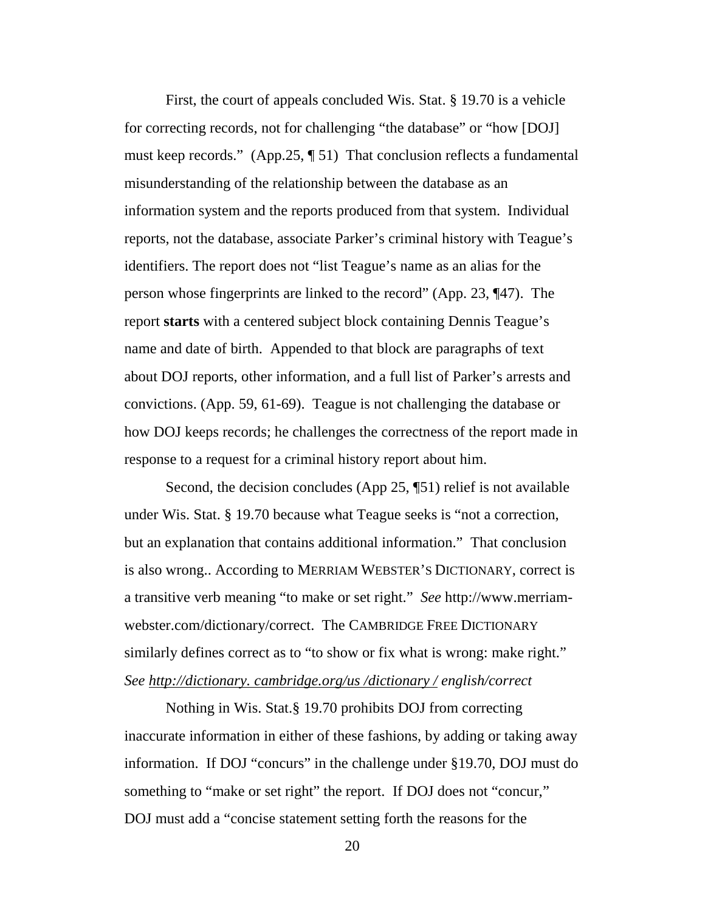First, the court of appeals concluded Wis. Stat. § 19.70 is a vehicle for correcting records, not for challenging "the database" or "how [DOJ] must keep records." (App.25, ¶ 51) That conclusion reflects a fundamental misunderstanding of the relationship between the database as an information system and the reports produced from that system. Individual reports, not the database, associate Parker's criminal history with Teague's identifiers. The report does not "list Teague's name as an alias for the person whose fingerprints are linked to the record" (App. 23, ¶47). The report **starts** with a centered subject block containing Dennis Teague's name and date of birth. Appended to that block are paragraphs of text about DOJ reports, other information, and a full list of Parker's arrests and convictions. (App. 59, 61-69). Teague is not challenging the database or how DOJ keeps records; he challenges the correctness of the report made in response to a request for a criminal history report about him.

Second, the decision concludes (App 25, ¶51) relief is not available under Wis. Stat. § 19.70 because what Teague seeks is "not a correction, but an explanation that contains additional information." That conclusion is also wrong.. According to MERRIAM WEBSTER'S DICTIONARY, correct is a transitive verb meaning "to make or set right." *See* http://www.merriam-webster.com/dictionary/correct. The CAMBRIDGE FREE DICTIONARY similarly defines correct as to "to show or fix what is wrong: make right." *See http://dictionary. cambridge.org/us /dictionary / english/correct*

Nothing in Wis. Stat.§ 19.70 prohibits DOJ from correcting inaccurate information in either of these fashions, by adding or taking away information. If DOJ "concurs" in the challenge under §19.70, DOJ must do something to "make or set right" the report. If DOJ does not "concur," DOJ must add a "concise statement setting forth the reasons for the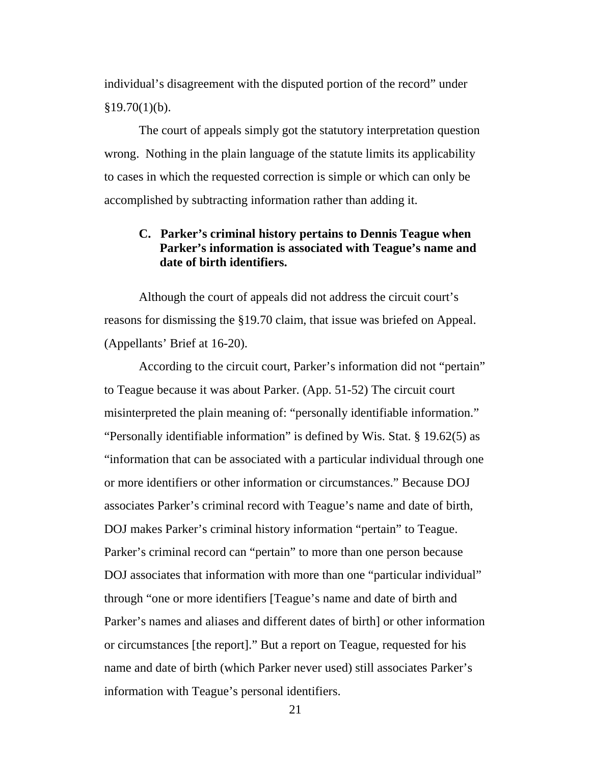individual's disagreement with the disputed portion of the record" under §19.70(1)(b).

The court of appeals simply got the statutory interpretation question wrong. Nothing in the plain language of the statute limits its applicability to cases in which the requested correction is simple or which can only be accomplished by subtracting information rather than adding it.

### C. Parker's criminal history pertains to Dennis Teague when Parker's information is associated with Teague's name and date of birth identifiers.

Although the court of appeals did not address the circuit court's reasons for dismissing the §19.70 claim, that issue was briefed on Appeal. (Appellants' Brief at 16-20).

According to the circuit court, Parker's information did not "pertain" to Teague because it was about Parker. (App. 51-52) The circuit court misinterpreted the plain meaning of: "personally identifiable information." "Personally identifiable information" is defined by Wis. Stat. § 19.62(5) as "information that can be associated with a particular individual through one or more identifiers or other information or circumstances." Because DOJ associates Parker's criminal record with Teague's name and date of birth, DOJ makes Parker's criminal history information "pertain" to Teague. Parker's criminal record can "pertain" to more than one person because DOJ associates that information with more than one "particular individual" through "one or more identifiers [Teague's name and date of birth and Parker's names and aliases and different dates of birth] or other information or circumstances [the report]." But a report on Teague, requested for his name and date of birth (which Parker never used) still associates Parker's information with Teague's personal identifiers.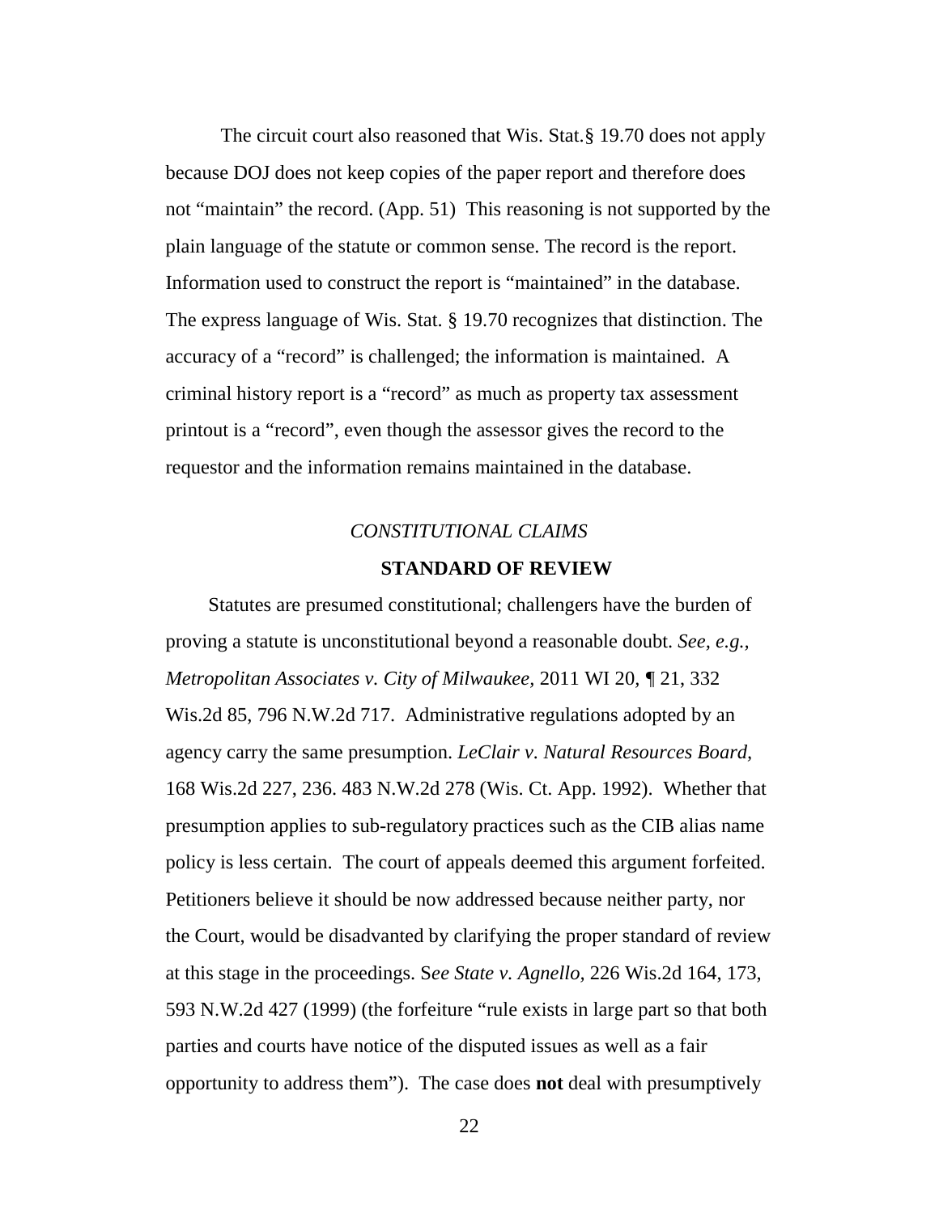The circuit court also reasoned that Wis. Stat.§ 19.70 does not apply because DOJ does not keep copies of the paper report and therefore does not "maintain" the record. (App. 51) This reasoning is not supported by the plain language of the statute or common sense. The record is the report. Information used to construct the report is "maintained" in the database. The express language of Wis. Stat. § 19.70 recognizes that distinction. The accuracy of a "record" is challenged; the information is maintained. A criminal history report is a "record" as much as property tax assessment printout is a "record", even though the assessor gives the record to the requestor and the information remains maintained in the database.

*CONSTITUTIONAL CLAIMS*

**STANDARD OF REVIEW**

Statutes are presumed constitutional; challengers have the burden of proving a statute is unconstitutional beyond a reasonable doubt. *See, e.g., Metropolitan Associates v. City of Milwaukee,* 2011 WI 20, ¶ 21, 332 Wis.2d 85, 796 N.W.2d 717. Administrative regulations adopted by an agency carry the same presumption. *LeClair v. Natural Resources Board,* 168 Wis.2d 227, 236. 483 N.W.2d 278 (Wis. Ct. App. 1992). Whether that presumption applies to sub-regulatory practices such as the CIB alias name policy is less certain. The court of appeals deemed this argument forfeited. Petitioners believe it should be now addressed because neither party, nor the Court, would be disadvanted by clarifying the proper standard of review at this stage in the proceedings. S*ee State v. Agnello,* 226 Wis.2d 164, 173, 593 N.W.2d 427 (1999) (the forfeiture "rule exists in large part so that both parties and courts have notice of the disputed issues as well as a fair opportunity to address them"). The case does **not** deal with presumptively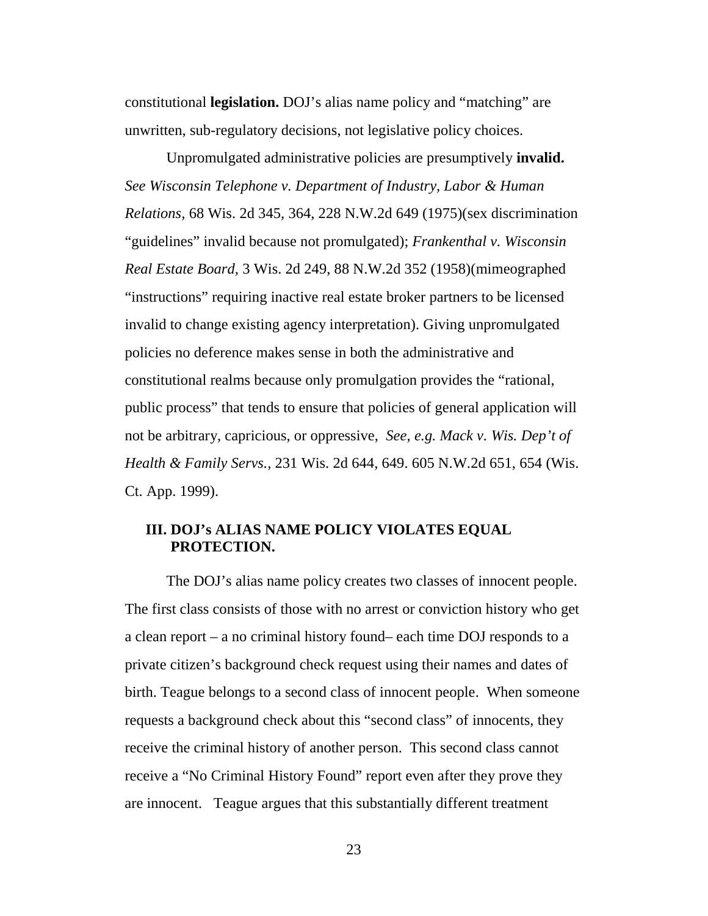constitutional **legislation.** DOJ's alias name policy and "matching" are unwritten, sub-regulatory decisions, not legislative policy choices.

Unpromulgated administrative policies are presumptively **invalid.** *See Wisconsin Telephone v. Department of Industry, Labor & Human Relations*, 68 Wis. 2d 345, 364, 228 N.W.2d 649 (1975)(sex discrimination "guidelines" invalid because not promulgated); *Frankenthal v. Wisconsin Real Estate Board,* 3 Wis. 2d 249, 88 N.W.2d 352 (1958)(mimeographed "instructions" requiring inactive real estate broker partners to be licensed invalid to change existing agency interpretation). Giving unpromulgated policies no deference makes sense in both the administrative and constitutional realms because only promulgation provides the "rational, public process" that tends to ensure that policies of general application will not be arbitrary, capricious, or oppressive, *See, e.g. Mack v. Wis. Dep't of Health & Family Servs.,* 231 Wis. 2d 644, 649. 605 N.W.2d 651, 654 (Wis. Ct. App. 1999).

## III. DOJ's ALIAS NAME POLICY VIOLATES EQUAL PROTECTION.

The DOJ's alias name policy creates two classes of innocent people. The first class consists of those with no arrest or conviction history who get a clean report – a no criminal history found– each time DOJ responds to a private citizen's background check request using their names and dates of birth. Teague belongs to a second class of innocent people. When someone requests a background check about this "second class" of innocents, they receive the criminal history of another person. This second class cannot receive a "No Criminal History Found" report even after they prove they are innocent. Teague argues that this substantially different treatment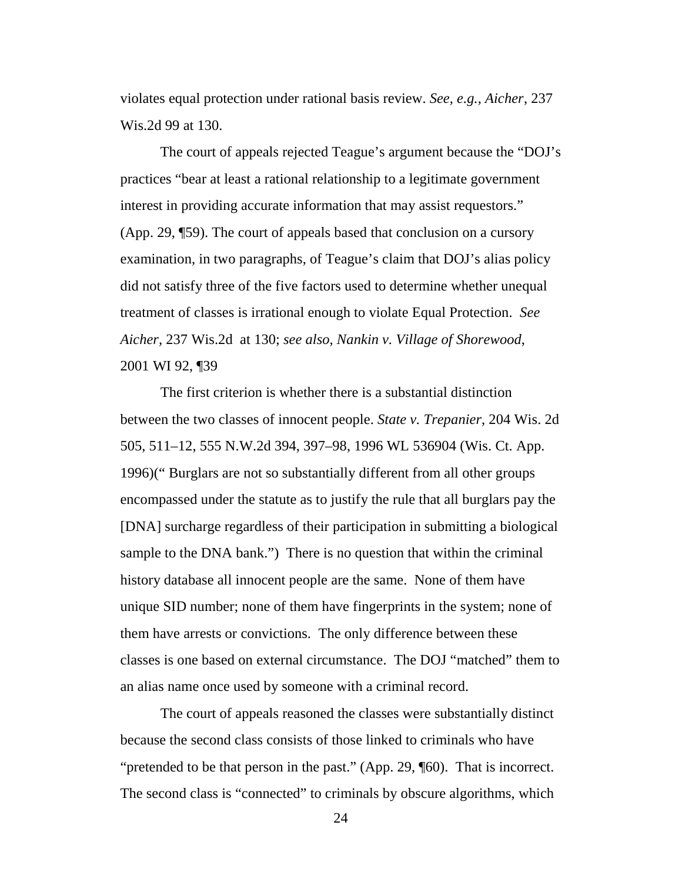violates equal protection under rational basis review. *See, e.g., Aicher*, 237 Wis.2d 99 at 130.

The court of appeals rejected Teague's argument because the "DOJ's practices "bear at least a rational relationship to a legitimate government interest in providing accurate information that may assist requestors." (App. 29, ¶59). The court of appeals based that conclusion on a cursory examination, in two paragraphs, of Teague's claim that DOJ's alias policy did not satisfy three of the five factors used to determine whether unequal treatment of classes is irrational enough to violate Equal Protection. *See Aicher,* 237 Wis.2d at 130; *see also*, *Nankin v. Village of Shorewood,* 2001 WI 92, ¶39

The first criterion is whether there is a substantial distinction between the two classes of innocent people. *State v. Trepanier*, 204 Wis. 2d 505, 511–12, 555 N.W.2d 394, 397–98, 1996 WL 536904 (Wis. Ct. App. 1996)(" Burglars are not so substantially different from all other groups encompassed under the statute as to justify the rule that all burglars pay the [DNA] surcharge regardless of their participation in submitting a biological sample to the DNA bank.") There is no question that within the criminal history database all innocent people are the same. None of them have unique SID number; none of them have fingerprints in the system; none of them have arrests or convictions. The only difference between these classes is one based on external circumstance. The DOJ "matched" them to an alias name once used by someone with a criminal record.

The court of appeals reasoned the classes were substantially distinct because the second class consists of those linked to criminals who have "pretended to be that person in the past." (App. 29, ¶60). That is incorrect. The second class is "connected" to criminals by obscure algorithms, which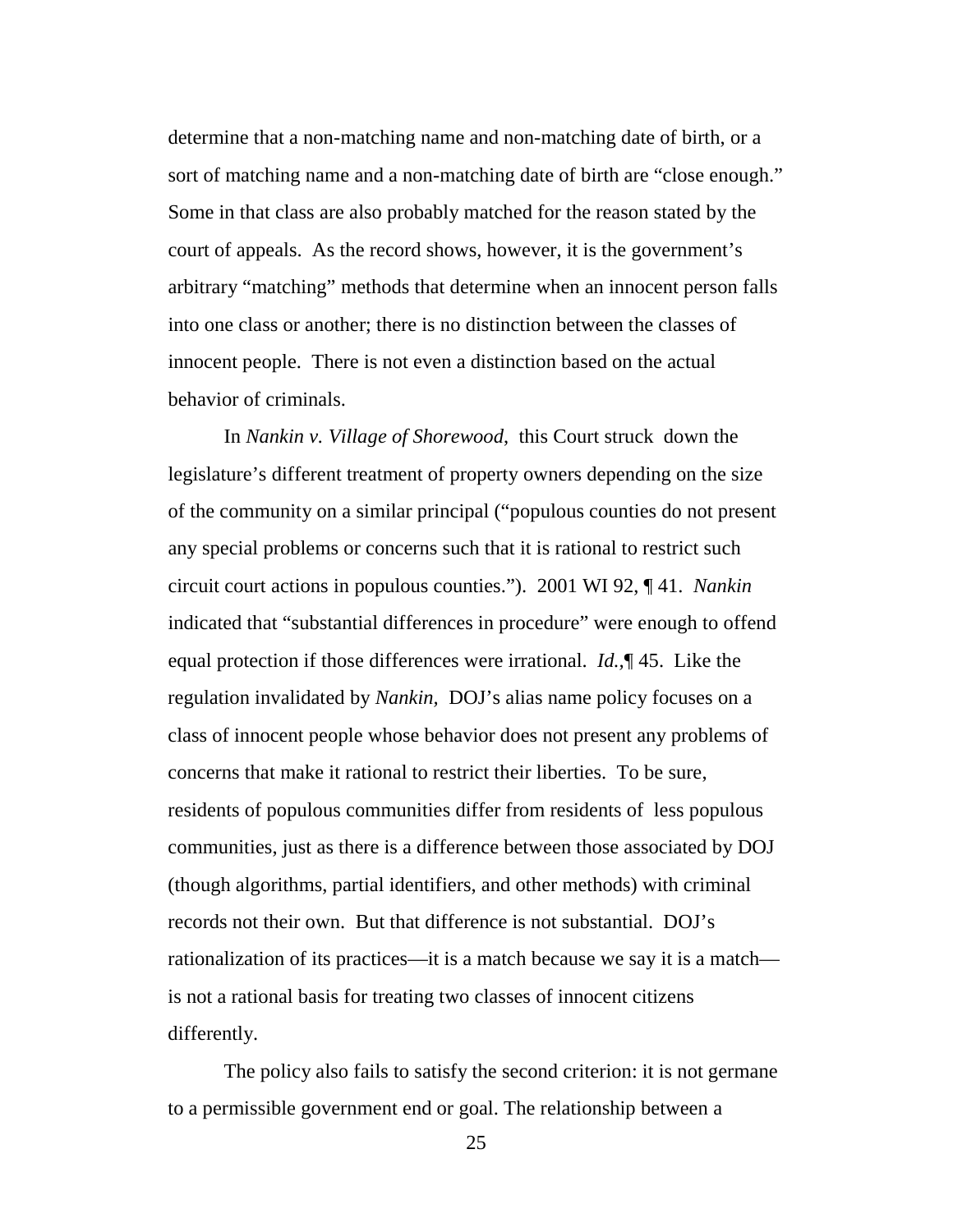determine that a non-matching name and non-matching date of birth, or a sort of matching name and a non-matching date of birth are "close enough." Some in that class are also probably matched for the reason stated by the court of appeals. As the record shows, however, it is the government's arbitrary "matching" methods that determine when an innocent person falls into one class or another; there is no distinction between the classes of innocent people. There is not even a distinction based on the actual behavior of criminals.

In *Nankin v. Village of Shorewood*, this Court struck down the legislature's different treatment of property owners depending on the size of the community on a similar principal ("populous counties do not present any special problems or concerns such that it is rational to restrict such circuit court actions in populous counties."). 2001 WI 92, ¶ 41. *Nankin* indicated that "substantial differences in procedure" were enough to offend equal protection if those differences were irrational. *Id.*,¶ 45. Like the regulation invalidated by *Nankin*, DOJ's alias name policy focuses on a class of innocent people whose behavior does not present any problems of concerns that make it rational to restrict their liberties. To be sure, residents of populous communities differ from residents of less populous communities, just as there is a difference between those associated by DOJ (though algorithms, partial identifiers, and other methods) with criminal records not their own. But that difference is not substantial. DOJ's rationalization of its practices—it is a match because we say it is a match—is not a rational basis for treating two classes of innocent citizens differently.

The policy also fails to satisfy the second criterion: it is not germane to a permissible government end or goal. The relationship between a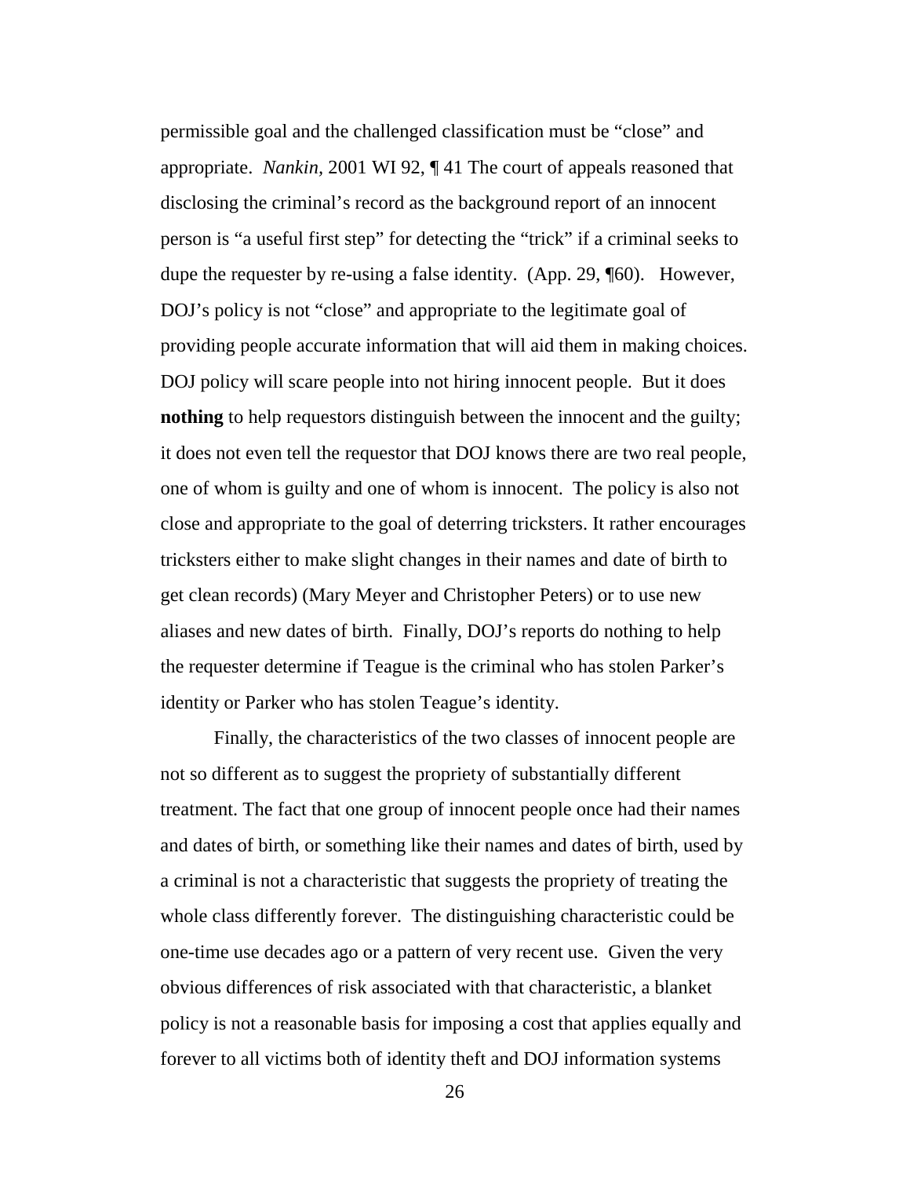permissible goal and the challenged classification must be "close" and appropriate. *Nankin*, 2001 WI 92, ¶ 41 The court of appeals reasoned that disclosing the criminal's record as the background report of an innocent person is "a useful first step" for detecting the "trick" if a criminal seeks to dupe the requester by re-using a false identity. (App. 29, ¶60). However, DOJ's policy is not "close" and appropriate to the legitimate goal of providing people accurate information that will aid them in making choices. DOJ policy will scare people into not hiring innocent people. But it does **nothing** to help requestors distinguish between the innocent and the guilty; it does not even tell the requestor that DOJ knows there are two real people, one of whom is guilty and one of whom is innocent. The policy is also not close and appropriate to the goal of deterring tricksters. It rather encourages tricksters either to make slight changes in their names and date of birth to get clean records) (Mary Meyer and Christopher Peters) or to use new aliases and new dates of birth. Finally, DOJ's reports do nothing to help the requester determine if Teague is the criminal who has stolen Parker's identity or Parker who has stolen Teague's identity.

Finally, the characteristics of the two classes of innocent people are not so different as to suggest the propriety of substantially different treatment. The fact that one group of innocent people once had their names and dates of birth, or something like their names and dates of birth, used by a criminal is not a characteristic that suggests the propriety of treating the whole class differently forever. The distinguishing characteristic could be one-time use decades ago or a pattern of very recent use. Given the very obvious differences of risk associated with that characteristic, a blanket policy is not a reasonable basis for imposing a cost that applies equally and forever to all victims both of identity theft and DOJ information systems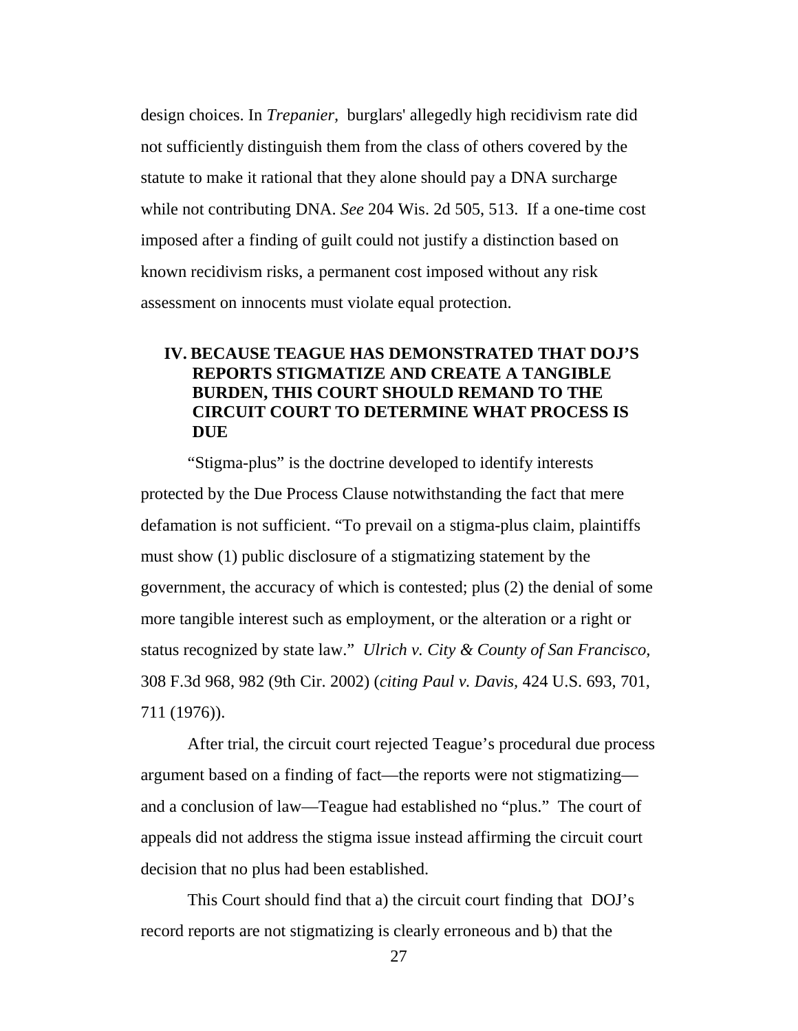design choices. In *Trepanier*, burglars' allegedly high recidivism rate did not sufficiently distinguish them from the class of others covered by the statute to make it rational that they alone should pay a DNA surcharge while not contributing DNA. *See* 204 Wis. 2d 505, 513. If a one-time cost imposed after a finding of guilt could not justify a distinction based on known recidivism risks, a permanent cost imposed without any risk assessment on innocents must violate equal protection.

## IV. BECAUSE TEAGUE HAS DEMONSTRATED THAT DOJ'S REPORTS STIGMATIZE AND CREATE A TANGIBLE BURDEN, THIS COURT SHOULD REMAND TO THE CIRCUIT COURT TO DETERMINE WHAT PROCESS IS DUE

"Stigma-plus" is the doctrine developed to identify interests protected by the Due Process Clause notwithstanding the fact that mere defamation is not sufficient. "To prevail on a stigma-plus claim, plaintiffs must show (1) public disclosure of a stigmatizing statement by the government, the accuracy of which is contested; plus (2) the denial of some more tangible interest such as employment, or the alteration or a right or status recognized by state law." *Ulrich v. City & County of San Francisco,* 308 F.3d 968, 982 (9th Cir. 2002) (*citing Paul v. Davis,* 424 U.S. 693, 701, 711 (1976)).

After trial, the circuit court rejected Teague's procedural due process argument based on a finding of fact—the reports were not stigmatizing—and a conclusion of law—Teague had established no "plus." The court of appeals did not address the stigma issue instead affirming the circuit court decision that no plus had been established.

This Court should find that a) the circuit court finding that DOJ's record reports are not stigmatizing is clearly erroneous and b) that the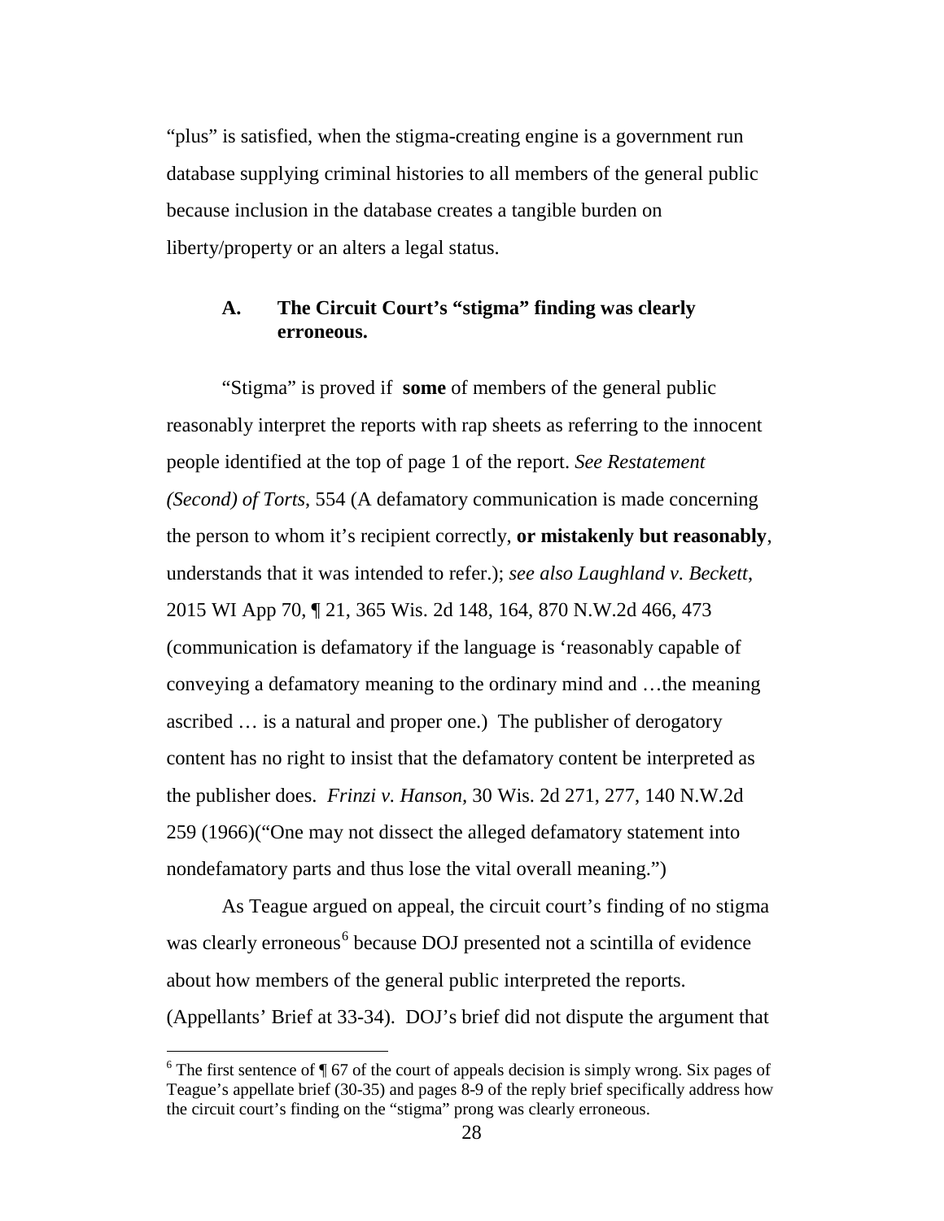"plus" is satisfied, when the stigma-creating engine is a government run database supplying criminal histories to all members of the general public because inclusion in the database creates a tangible burden on liberty/property or an alters a legal status.

### A. The Circuit Court's "stigma" finding was clearly erroneous.

"Stigma" is proved if **some** of members of the general public reasonably interpret the reports with rap sheets as referring to the innocent people identified at the top of page 1 of the report. *See Restatement (Second) of Torts*, 554 (A defamatory communication is made concerning the person to whom it's recipient correctly, **or mistakenly but reasonably**, understands that it was intended to refer.); *see also Laughland v. Beckett*, 2015 WI App 70, ¶ 21, 365 Wis. 2d 148, 164, 870 N.W.2d 466, 473 (communication is defamatory if the language is 'reasonably capable of conveying a defamatory meaning to the ordinary mind and …the meaning ascribed … is a natural and proper one.) The publisher of derogatory content has no right to insist that the defamatory content be interpreted as the publisher does. *Frinzi v. Hanson*, 30 Wis. 2d 271, 277, 140 N.W.2d 259 (1966)("One may not dissect the alleged defamatory statement into nondefamatory parts and thus lose the vital overall meaning.")

As Teague argued on appeal, the circuit court's finding of no stigma was clearly erroneous[6] because DOJ presented not a scintilla of evidence about how members of the general public interpreted the reports. (Appellants' Brief at 33-34). DOJ's brief did not dispute the argument that

[6] The first sentence of ¶ 67 of the court of appeals decision is simply wrong. Six pages of Teague's appellate brief (30-35) and pages 8-9 of the reply brief specifically address how the circuit court's finding on the "stigma" prong was clearly erroneous.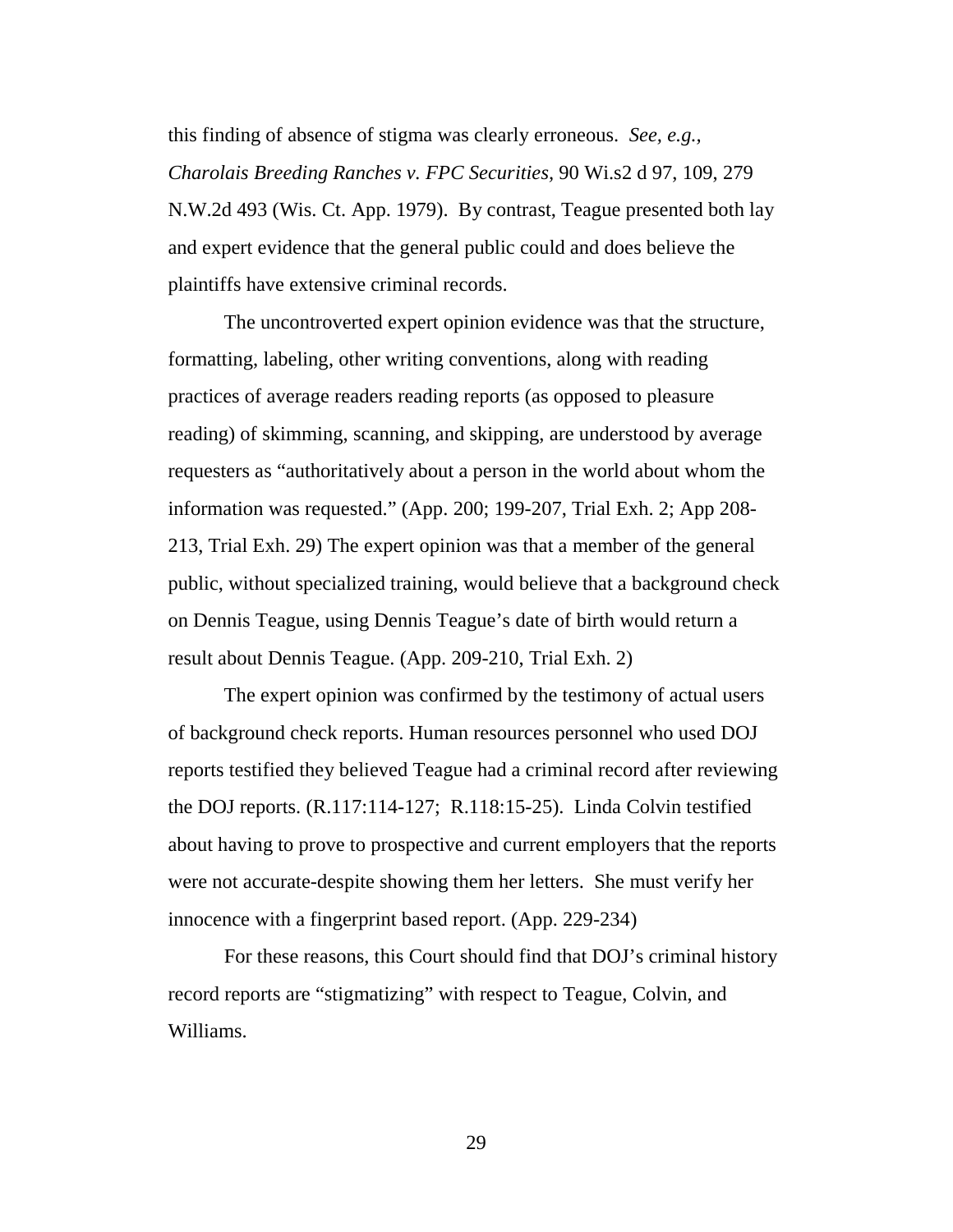this finding of absence of stigma was clearly erroneous. *See, e.g., Charolais Breeding Ranches v. FPC Securities,* 90 Wi.s2 d 97, 109, 279 N.W.2d 493 (Wis. Ct. App. 1979). By contrast, Teague presented both lay and expert evidence that the general public could and does believe the plaintiffs have extensive criminal records.

The uncontroverted expert opinion evidence was that the structure, formatting, labeling, other writing conventions, along with reading practices of average readers reading reports (as opposed to pleasure reading) of skimming, scanning, and skipping, are understood by average requesters as "authoritatively about a person in the world about whom the information was requested." (App. 200; 199-207, Trial Exh. 2; App 208-213, Trial Exh. 29) The expert opinion was that a member of the general public, without specialized training, would believe that a background check on Dennis Teague, using Dennis Teague's date of birth would return a result about Dennis Teague. (App. 209-210, Trial Exh. 2)

The expert opinion was confirmed by the testimony of actual users of background check reports. Human resources personnel who used DOJ reports testified they believed Teague had a criminal record after reviewing the DOJ reports. (R.117:114-127; R.118:15-25). Linda Colvin testified about having to prove to prospective and current employers that the reports were not accurate-despite showing them her letters. She must verify her innocence with a fingerprint based report. (App. 229-234)

For these reasons, this Court should find that DOJ's criminal history record reports are "stigmatizing" with respect to Teague, Colvin, and Williams.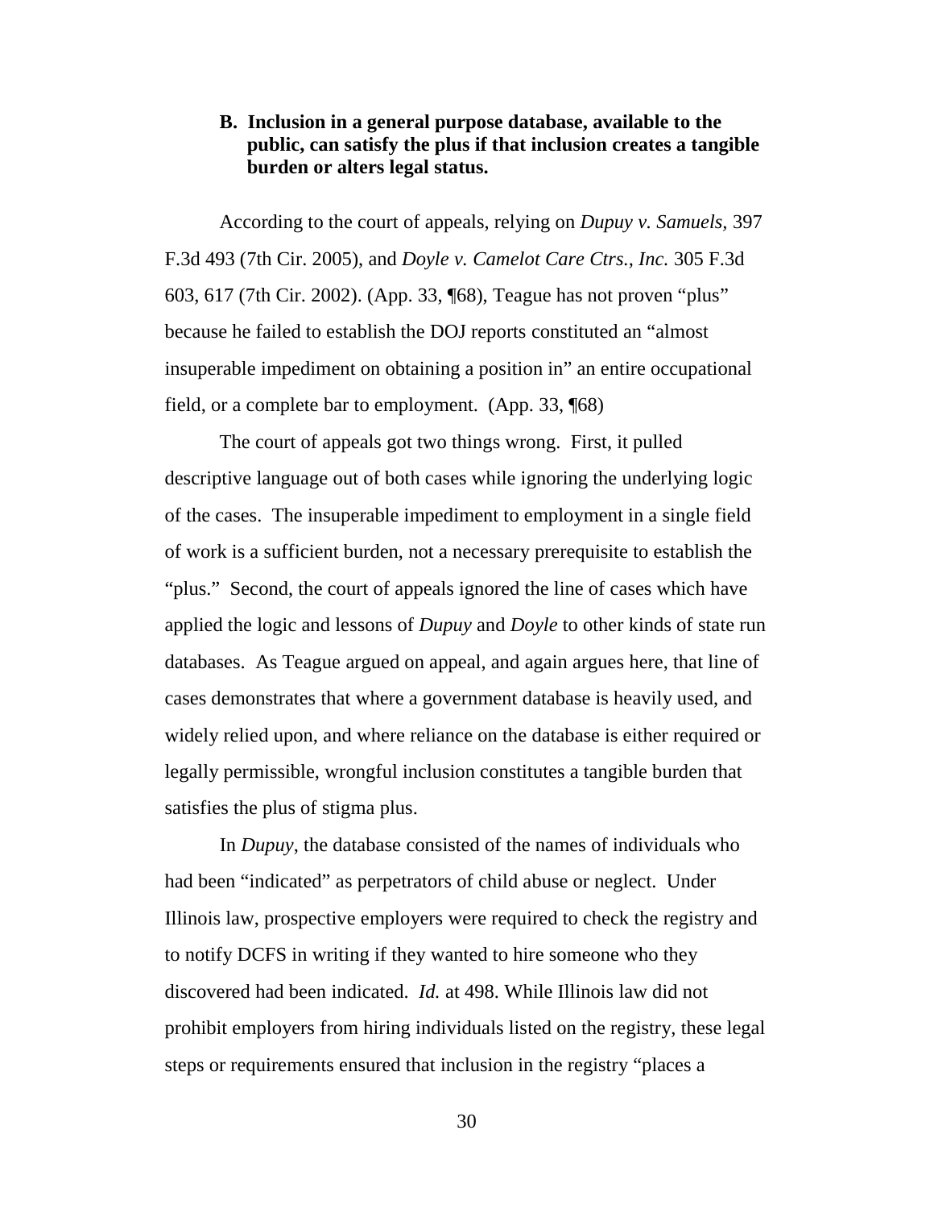### B. Inclusion in a general purpose database, available to the public, can satisfy the plus if that inclusion creates a tangible burden or alters legal status.

According to the court of appeals, relying on *Dupuy v. Samuels*, 397 F.3d 493 (7th Cir. 2005), and *Doyle v. Camelot Care Ctrs., Inc.* 305 F.3d 603, 617 (7th Cir. 2002). (App. 33, ¶68), Teague has not proven "plus" because he failed to establish the DOJ reports constituted an "almost insuperable impediment on obtaining a position in" an entire occupational field, or a complete bar to employment. (App. 33, ¶68)

The court of appeals got two things wrong. First, it pulled descriptive language out of both cases while ignoring the underlying logic of the cases. The insuperable impediment to employment in a single field of work is a sufficient burden, not a necessary prerequisite to establish the "plus." Second, the court of appeals ignored the line of cases which have applied the logic and lessons of *Dupuy* and *Doyle* to other kinds of state run databases. As Teague argued on appeal, and again argues here, that line of cases demonstrates that where a government database is heavily used, and widely relied upon, and where reliance on the database is either required or legally permissible, wrongful inclusion constitutes a tangible burden that satisfies the plus of stigma plus.

In *Dupuy*, the database consisted of the names of individuals who had been "indicated" as perpetrators of child abuse or neglect. Under Illinois law, prospective employers were required to check the registry and to notify DCFS in writing if they wanted to hire someone who they discovered had been indicated. *Id.* at 498. While Illinois law did not prohibit employers from hiring individuals listed on the registry, these legal steps or requirements ensured that inclusion in the registry "places a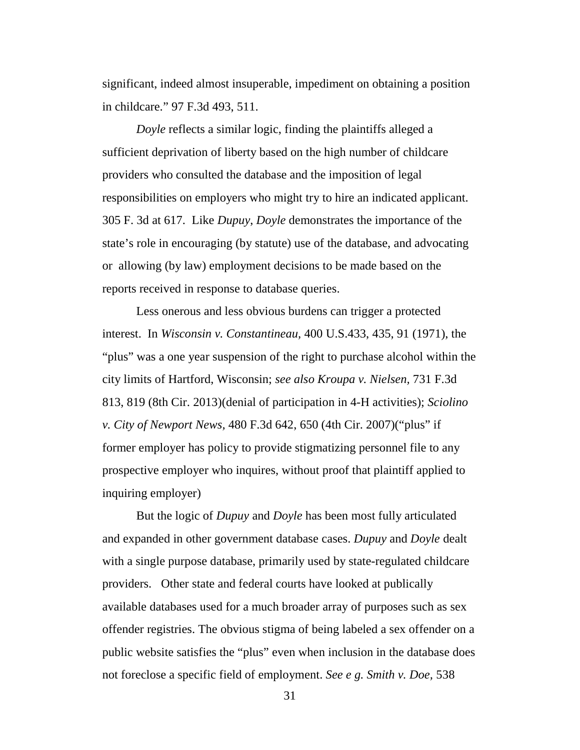significant, indeed almost insuperable, impediment on obtaining a position in childcare." 97 F.3d 493, 511.

*Doyle* reflects a similar logic, finding the plaintiffs alleged a sufficient deprivation of liberty based on the high number of childcare providers who consulted the database and the imposition of legal responsibilities on employers who might try to hire an indicated applicant. 305 F. 3d at 617. Like *Dupuy*, *Doyle* demonstrates the importance of the state's role in encouraging (by statute) use of the database, and advocating or allowing (by law) employment decisions to be made based on the reports received in response to database queries.

Less onerous and less obvious burdens can trigger a protected interest. In *Wisconsin v. Constantineau*, 400 U.S.433, 435, 91 (1971), the "plus" was a one year suspension of the right to purchase alcohol within the city limits of Hartford, Wisconsin; *see also Kroupa v. Nielsen*, 731 F.3d 813, 819 (8th Cir. 2013)(denial of participation in 4-H activities); *Sciolino v. City of Newport News*, 480 F.3d 642, 650 (4th Cir. 2007)("plus" if former employer has policy to provide stigmatizing personnel file to any prospective employer who inquires, without proof that plaintiff applied to inquiring employer)

But the logic of *Dupuy* and *Doyle* has been most fully articulated and expanded in other government database cases. *Dupuy* and *Doyle* dealt with a single purpose database, primarily used by state-regulated childcare providers. Other state and federal courts have looked at publically available databases used for a much broader array of purposes such as sex offender registries. The obvious stigma of being labeled a sex offender on a public website satisfies the "plus" even when inclusion in the database does not foreclose a specific field of employment. *See e g. Smith v. Doe*, 538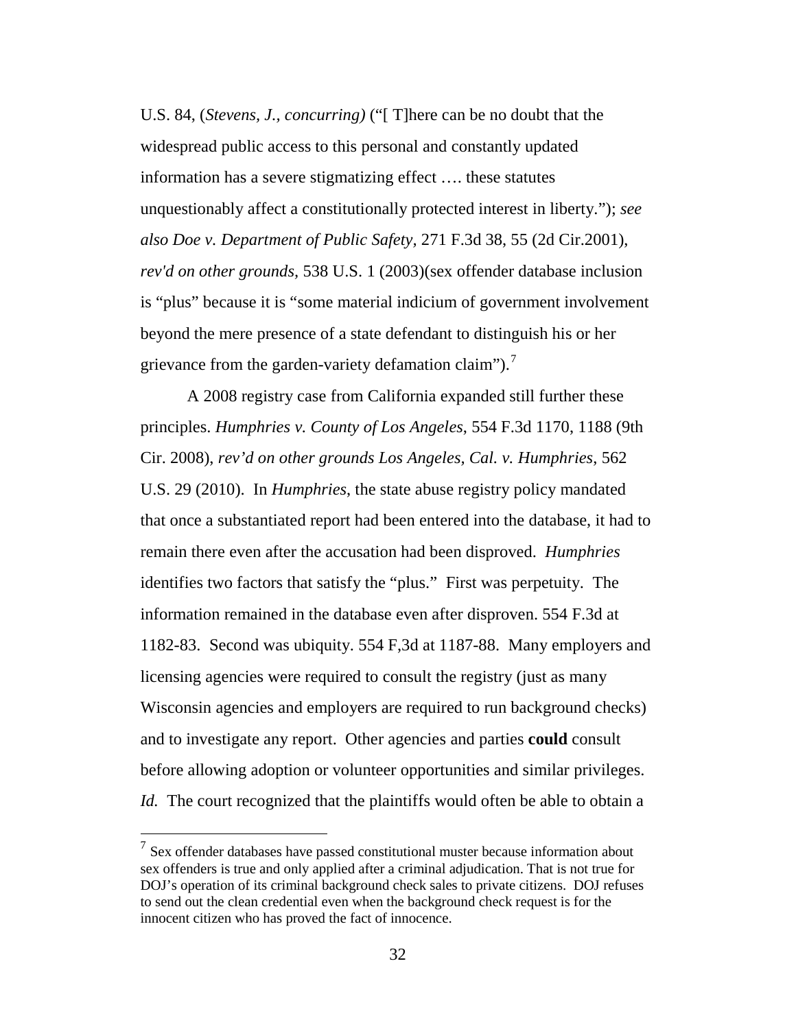U.S. 84, (*Stevens, J., concurring)* ("[ T]here can be no doubt that the widespread public access to this personal and constantly updated information has a severe stigmatizing effect …. these statutes unquestionably affect a constitutionally protected interest in liberty."); *see also Doe v. Department of Public Safety*, 271 F.3d 38, 55 (2d Cir.2001), *rev'd on other grounds*, 538 U.S. 1 (2003)(sex offender database inclusion is "plus" because it is "some material indicium of government involvement beyond the mere presence of a state defendant to distinguish his or her grievance from the garden-variety defamation claim").[7]

A 2008 registry case from California expanded still further these principles. *Humphries v. County of Los Angeles*, 554 F.3d 1170, 1188 (9th Cir. 2008), *rev'd on other grounds Los Angeles, Cal. v. Humphries*, 562 U.S. 29 (2010). In *Humphries*, the state abuse registry policy mandated that once a substantiated report had been entered into the database, it had to remain there even after the accusation had been disproved. *Humphries* identifies two factors that satisfy the "plus." First was perpetuity. The information remained in the database even after disproven. 554 F.3d at 1182-83. Second was ubiquity. 554 F,3d at 1187-88. Many employers and licensing agencies were required to consult the registry (just as many Wisconsin agencies and employers are required to run background checks) and to investigate any report. Other agencies and parties **could** consult before allowing adoption or volunteer opportunities and similar privileges. *Id.* The court recognized that the plaintiffs would often be able to obtain a

[7] Sex offender databases have passed constitutional muster because information about sex offenders is true and only applied after a criminal adjudication. That is not true for DOJ's operation of its criminal background check sales to private citizens. DOJ refuses to send out the clean credential even when the background check request is for the innocent citizen who has proved the fact of innocence.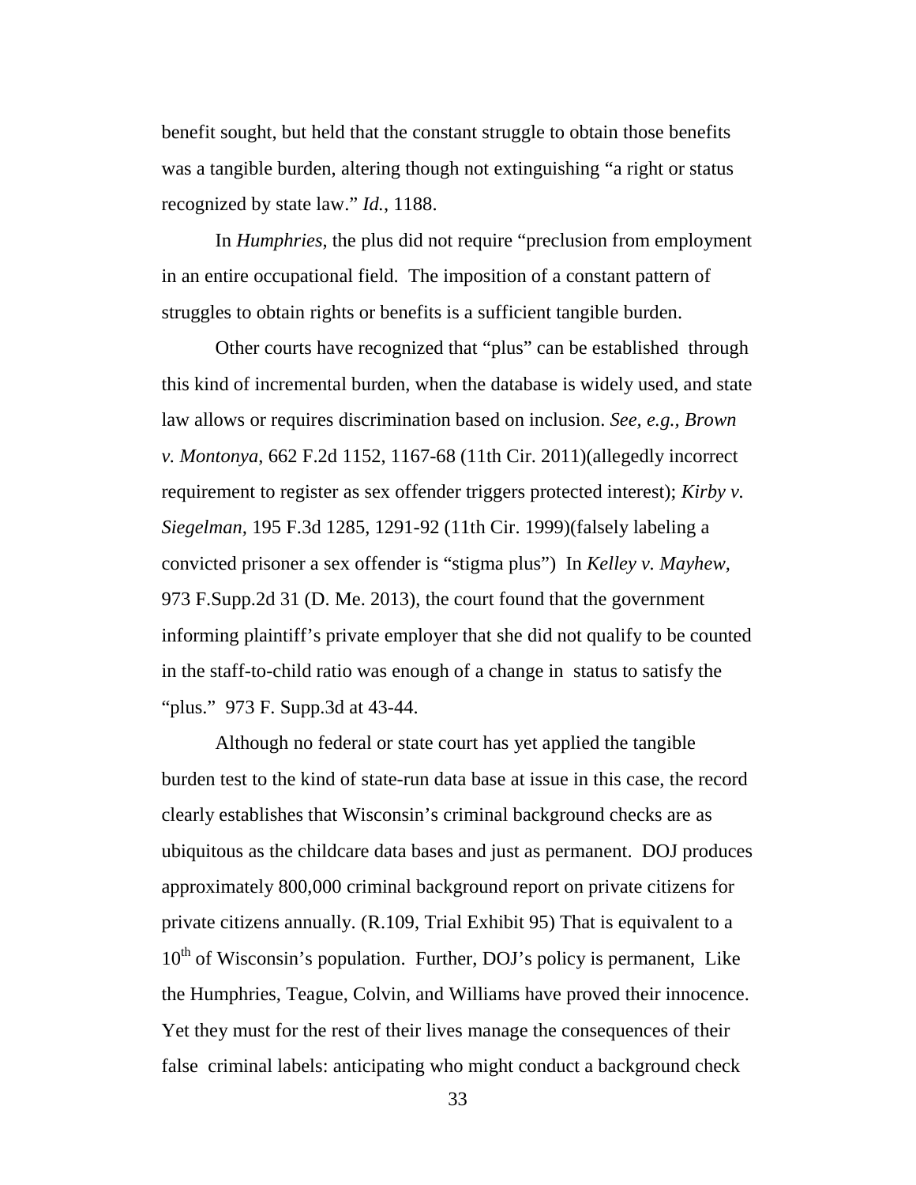benefit sought, but held that the constant struggle to obtain those benefits was a tangible burden, altering though not extinguishing "a right or status recognized by state law." *Id.*, 1188.

In *Humphries*, the plus did not require "preclusion from employment in an entire occupational field. The imposition of a constant pattern of struggles to obtain rights or benefits is a sufficient tangible burden.

Other courts have recognized that "plus" can be established through this kind of incremental burden, when the database is widely used, and state law allows or requires discrimination based on inclusion. *See, e.g., Brown v. Montonya*, 662 F.2d 1152, 1167-68 (11th Cir. 2011)(allegedly incorrect requirement to register as sex offender triggers protected interest); *Kirby v. Siegelman*, 195 F.3d 1285, 1291-92 (11th Cir. 1999)(falsely labeling a convicted prisoner a sex offender is "stigma plus") In *Kelley v. Mayhew*, 973 F.Supp.2d 31 (D. Me. 2013), the court found that the government informing plaintiff's private employer that she did not qualify to be counted in the staff-to-child ratio was enough of a change in status to satisfy the "plus." 973 F. Supp.3d at 43-44.

Although no federal or state court has yet applied the tangible burden test to the kind of state-run data base at issue in this case, the record clearly establishes that Wisconsin's criminal background checks are as ubiquitous as the childcare data bases and just as permanent. DOJ produces approximately 800,000 criminal background report on private citizens for private citizens annually. (R.109, Trial Exhibit 95) That is equivalent to a 10th of Wisconsin's population. Further, DOJ's policy is permanent, Like the Humphries, Teague, Colvin, and Williams have proved their innocence. Yet they must for the rest of their lives manage the consequences of their false criminal labels: anticipating who might conduct a background check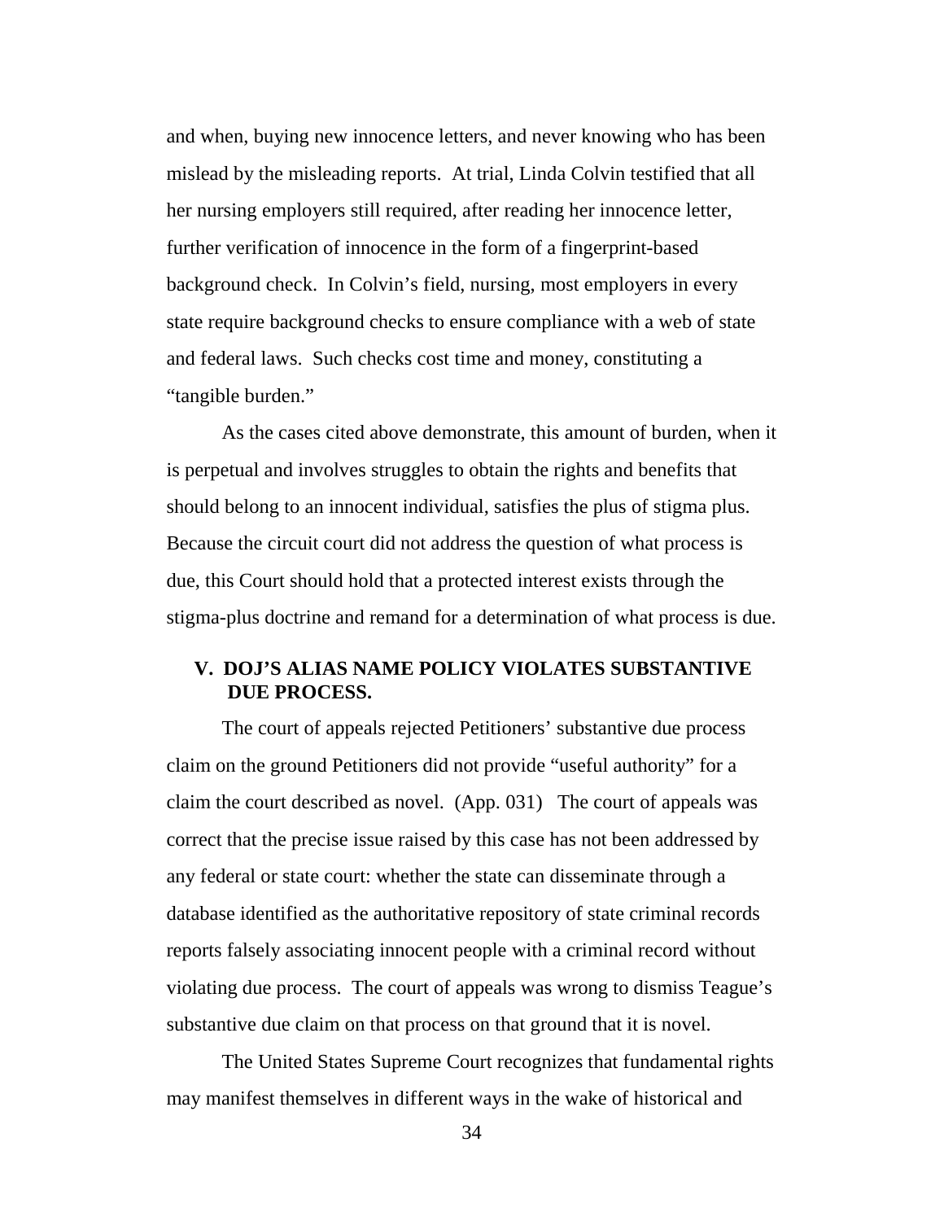and when, buying new innocence letters, and never knowing who has been mislead by the misleading reports. At trial, Linda Colvin testified that all her nursing employers still required, after reading her innocence letter, further verification of innocence in the form of a fingerprint-based background check. In Colvin's field, nursing, most employers in every state require background checks to ensure compliance with a web of state and federal laws. Such checks cost time and money, constituting a "tangible burden."

As the cases cited above demonstrate, this amount of burden, when it is perpetual and involves struggles to obtain the rights and benefits that should belong to an innocent individual, satisfies the plus of stigma plus. Because the circuit court did not address the question of what process is due, this Court should hold that a protected interest exists through the stigma-plus doctrine and remand for a determination of what process is due.

## V. DOJ'S ALIAS NAME POLICY VIOLATES SUBSTANTIVE DUE PROCESS.

The court of appeals rejected Petitioners' substantive due process claim on the ground Petitioners did not provide "useful authority" for a claim the court described as novel. (App. 031) The court of appeals was correct that the precise issue raised by this case has not been addressed by any federal or state court: whether the state can disseminate through a database identified as the authoritative repository of state criminal records reports falsely associating innocent people with a criminal record without violating due process. The court of appeals was wrong to dismiss Teague's substantive due claim on that process on that ground that it is novel.

The United States Supreme Court recognizes that fundamental rights may manifest themselves in different ways in the wake of historical and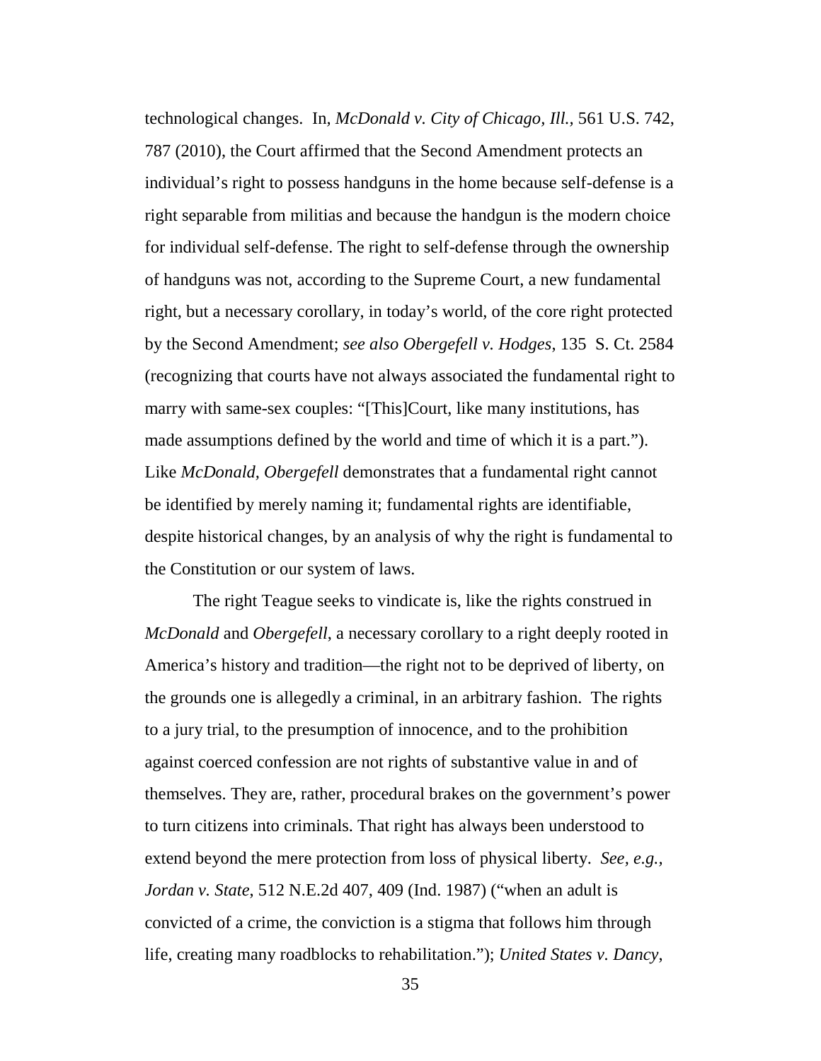technological changes. In, *McDonald v. City of Chicago, Ill.*, 561 U.S. 742, 787 (2010), the Court affirmed that the Second Amendment protects an individual's right to possess handguns in the home because self-defense is a right separable from militias and because the handgun is the modern choice for individual self-defense. The right to self-defense through the ownership of handguns was not, according to the Supreme Court, a new fundamental right, but a necessary corollary, in today's world, of the core right protected by the Second Amendment; *see also Obergefell v. Hodges*, 135 S. Ct. 2584 (recognizing that courts have not always associated the fundamental right to marry with same-sex couples: "[This]Court, like many institutions, has made assumptions defined by the world and time of which it is a part."). Like *McDonald, Obergefell* demonstrates that a fundamental right cannot be identified by merely naming it; fundamental rights are identifiable, despite historical changes, by an analysis of why the right is fundamental to the Constitution or our system of laws.

The right Teague seeks to vindicate is, like the rights construed in *McDonald* and *Obergefell*, a necessary corollary to a right deeply rooted in America's history and tradition—the right not to be deprived of liberty, on the grounds one is allegedly a criminal, in an arbitrary fashion. The rights to a jury trial, to the presumption of innocence, and to the prohibition against coerced confession are not rights of substantive value in and of themselves. They are, rather, procedural brakes on the government's power to turn citizens into criminals. That right has always been understood to extend beyond the mere protection from loss of physical liberty. *See, e.g.*, *Jordan v. State*, 512 N.E.2d 407, 409 (Ind. 1987) ("when an adult is convicted of a crime, the conviction is a stigma that follows him through life, creating many roadblocks to rehabilitation."); *United States v. Dancy*,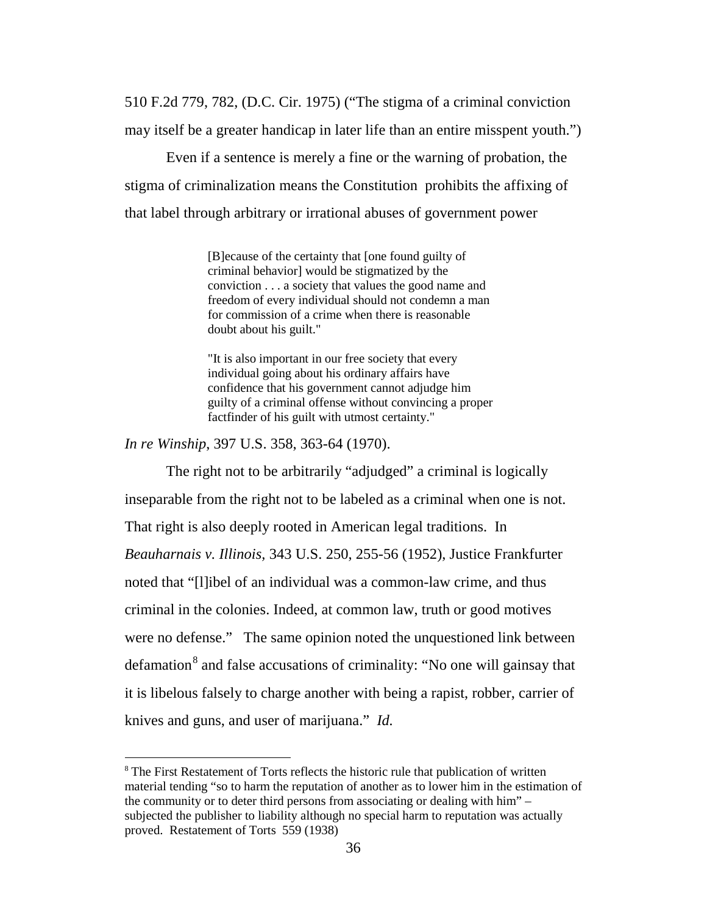510 F.2d 779, 782, (D.C. Cir. 1975) ("The stigma of a criminal conviction may itself be a greater handicap in later life than an entire misspent youth.")

Even if a sentence is merely a fine or the warning of probation, the stigma of criminalization means the Constitution prohibits the affixing of that label through arbitrary or irrational abuses of government power

> [B]ecause of the certainty that [one found guilty of criminal behavior] would be stigmatized by the conviction . . . a society that values the good name and freedom of every individual should not condemn a man for commission of a crime when there is reasonable doubt about his guilt."
>
> "It is also important in our free society that every individual going about his ordinary affairs have confidence that his government cannot adjudge him guilty of a criminal offense without convincing a proper factfinder of his guilt with utmost certainty."

*In re Winship*, 397 U.S. 358, 363-64 (1970).

The right not to be arbitrarily "adjudged" a criminal is logically inseparable from the right not to be labeled as a criminal when one is not. That right is also deeply rooted in American legal traditions. In *Beauharnais v. Illinois*, 343 U.S. 250, 255-56 (1952), Justice Frankfurter noted that "[l]ibel of an individual was a common-law crime, and thus criminal in the colonies. Indeed, at common law, truth or good motives were no defense." The same opinion noted the unquestioned link between defamation[8] and false accusations of criminality: "No one will gainsay that it is libelous falsely to charge another with being a rapist, robber, carrier of knives and guns, and user of marijuana." *Id.*

---

[8] The First Restatement of Torts reflects the historic rule that publication of written material tending "so to harm the reputation of another as to lower him in the estimation of the community or to deter third persons from associating or dealing with him" – subjected the publisher to liability although no special harm to reputation was actually proved. Restatement of Torts 559 (1938)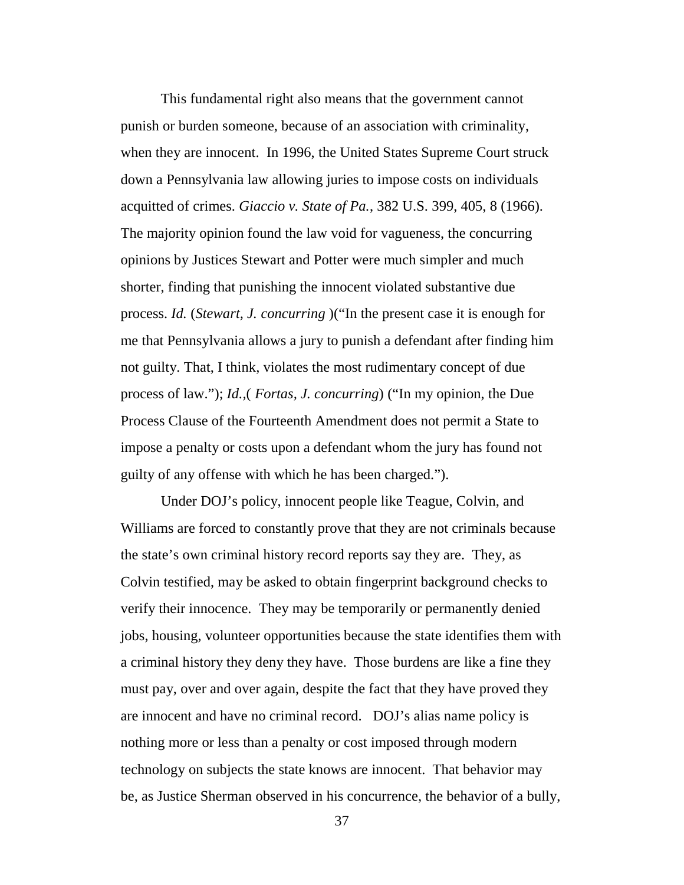This fundamental right also means that the government cannot punish or burden someone, because of an association with criminality, when they are innocent. In 1996, the United States Supreme Court struck down a Pennsylvania law allowing juries to impose costs on individuals acquitted of crimes. *Giaccio v. State of Pa.*, 382 U.S. 399, 405, 8 (1966). The majority opinion found the law void for vagueness, the concurring opinions by Justices Stewart and Potter were much simpler and much shorter, finding that punishing the innocent violated substantive due process. *Id.* (*Stewart, J. concurring* )("In the present case it is enough for me that Pennsylvania allows a jury to punish a defendant after finding him not guilty. That, I think, violates the most rudimentary concept of due process of law."); *Id.*,( *Fortas, J. concurring*) ("In my opinion, the Due Process Clause of the Fourteenth Amendment does not permit a State to impose a penalty or costs upon a defendant whom the jury has found not guilty of any offense with which he has been charged.").

Under DOJ's policy, innocent people like Teague, Colvin, and Williams are forced to constantly prove that they are not criminals because the state's own criminal history record reports say they are. They, as Colvin testified, may be asked to obtain fingerprint background checks to verify their innocence. They may be temporarily or permanently denied jobs, housing, volunteer opportunities because the state identifies them with a criminal history they deny they have. Those burdens are like a fine they must pay, over and over again, despite the fact that they have proved they are innocent and have no criminal record. DOJ's alias name policy is nothing more or less than a penalty or cost imposed through modern technology on subjects the state knows are innocent. That behavior may be, as Justice Sherman observed in his concurrence, the behavior of a bully,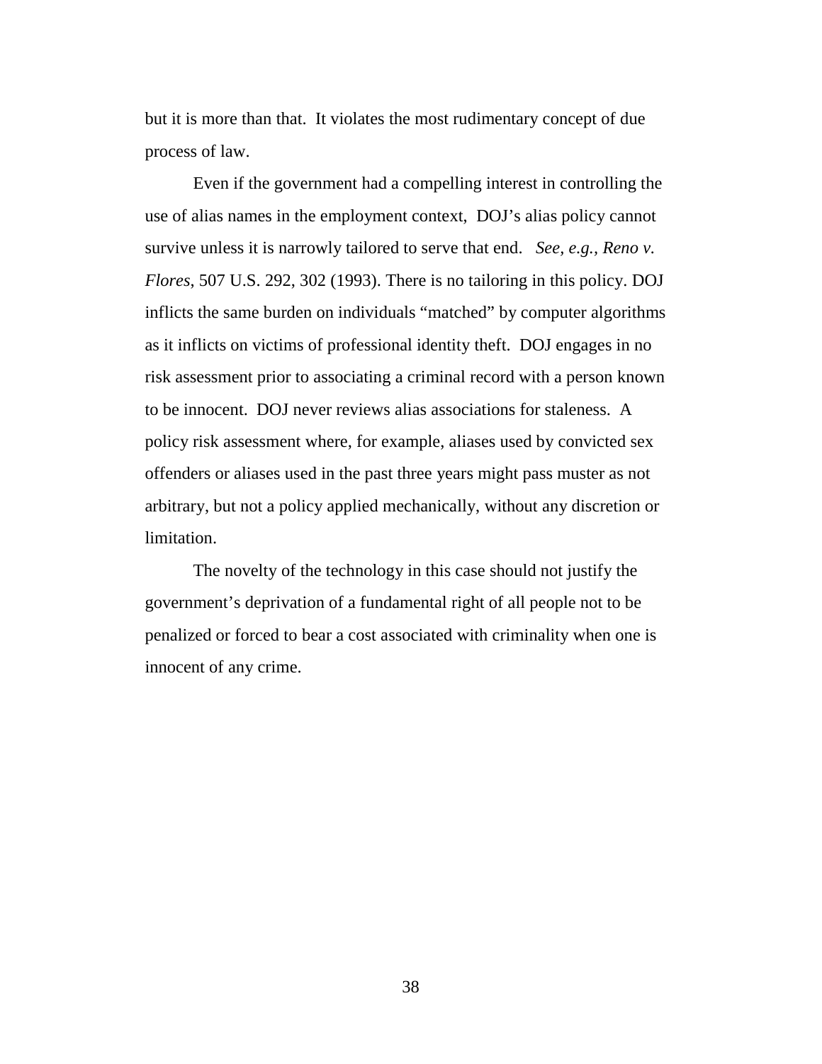but it is more than that. It violates the most rudimentary concept of due process of law.

Even if the government had a compelling interest in controlling the use of alias names in the employment context, DOJ's alias policy cannot survive unless it is narrowly tailored to serve that end. *See, e.g., Reno v. Flores*, 507 U.S. 292, 302 (1993). There is no tailoring in this policy. DOJ inflicts the same burden on individuals "matched" by computer algorithms as it inflicts on victims of professional identity theft. DOJ engages in no risk assessment prior to associating a criminal record with a person known to be innocent. DOJ never reviews alias associations for staleness. A policy risk assessment where, for example, aliases used by convicted sex offenders or aliases used in the past three years might pass muster as not arbitrary, but not a policy applied mechanically, without any discretion or limitation.

The novelty of the technology in this case should not justify the government's deprivation of a fundamental right of all people not to be penalized or forced to bear a cost associated with criminality when one is innocent of any crime.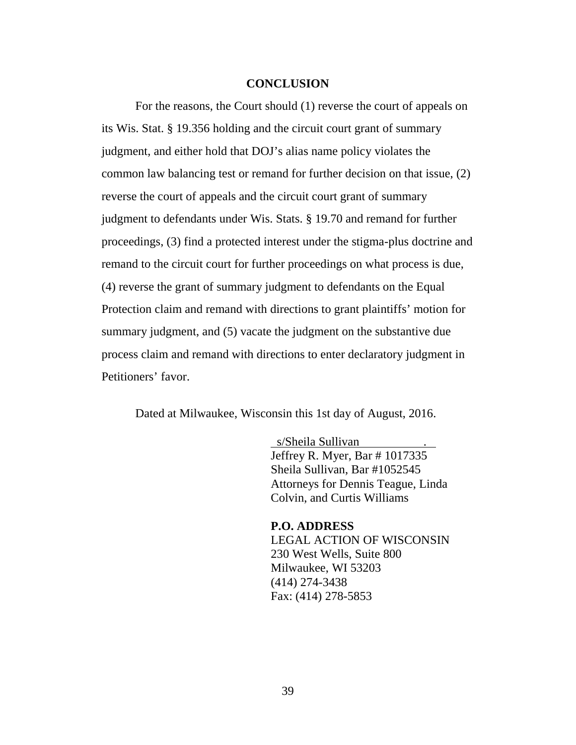## CONCLUSION

For the reasons, the Court should (1) reverse the court of appeals on its Wis. Stat. § 19.356 holding and the circuit court grant of summary judgment, and either hold that DOJ's alias name policy violates the common law balancing test or remand for further decision on that issue, (2) reverse the court of appeals and the circuit court grant of summary judgment to defendants under Wis. Stats. § 19.70 and remand for further proceedings, (3) find a protected interest under the stigma-plus doctrine and remand to the circuit court for further proceedings on what process is due, (4) reverse the grant of summary judgment to defendants on the Equal Protection claim and remand with directions to grant plaintiffs' motion for summary judgment, and (5) vacate the judgment on the substantive due process claim and remand with directions to enter declaratory judgment in Petitioners' favor.

Dated at Milwaukee, Wisconsin this 1st day of August, 2016.

s/Sheila Sullivan .
Jeffrey R. Myer, Bar # 1017335
Sheila Sullivan, Bar #1052545
Attorneys for Dennis Teague, Linda Colvin, and Curtis Williams

**P.O. ADDRESS**
LEGAL ACTION OF WISCONSIN
230 West Wells, Suite 800
Milwaukee, WI 53203
(414) 274-3438
Fax: (414) 278-5853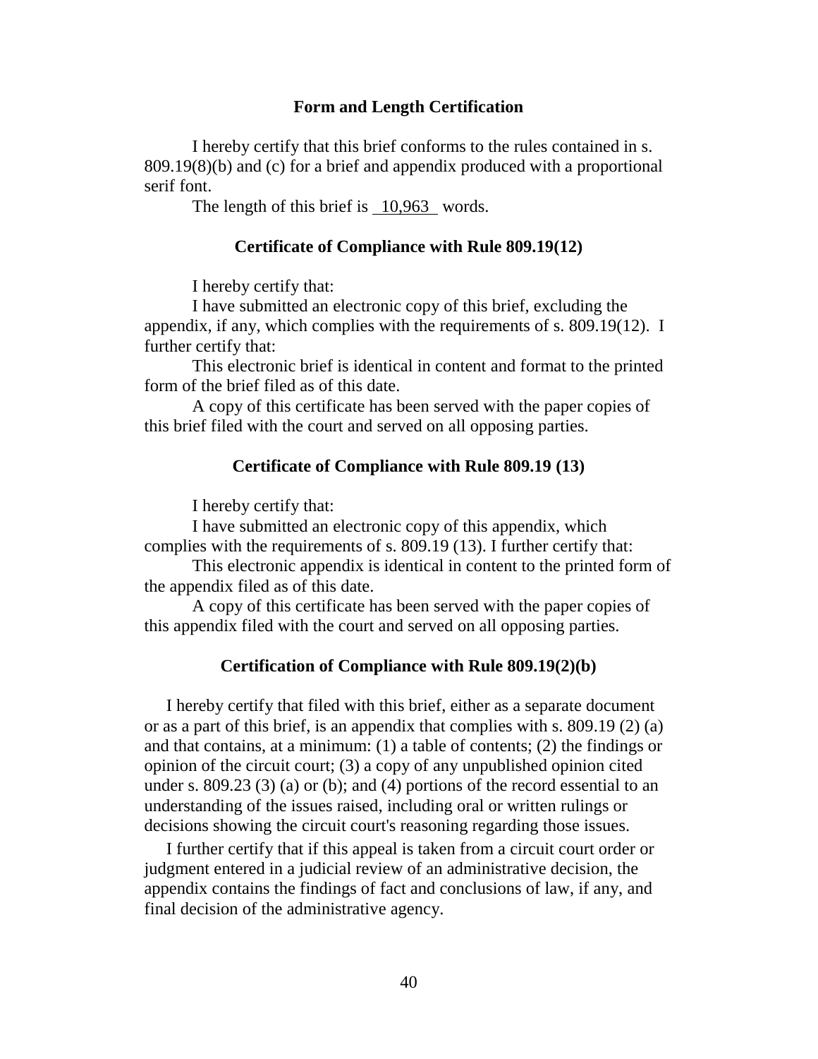### Form and Length Certification

I hereby certify that this brief conforms to the rules contained in s. 809.19(8)(b) and (c) for a brief and appendix produced with a proportional serif font.

The length of this brief is 10,963 words.

### Certificate of Compliance with Rule 809.19(12)

I hereby certify that:

I have submitted an electronic copy of this brief, excluding the appendix, if any, which complies with the requirements of s. 809.19(12). I further certify that:

This electronic brief is identical in content and format to the printed form of the brief filed as of this date.

A copy of this certificate has been served with the paper copies of this brief filed with the court and served on all opposing parties.

### Certificate of Compliance with Rule 809.19 (13)

I hereby certify that:

I have submitted an electronic copy of this appendix, which complies with the requirements of s. 809.19 (13). I further certify that:

This electronic appendix is identical in content to the printed form of the appendix filed as of this date.

A copy of this certificate has been served with the paper copies of this appendix filed with the court and served on all opposing parties.

### Certification of Compliance with Rule 809.19(2)(b)

I hereby certify that filed with this brief, either as a separate document or as a part of this brief, is an appendix that complies with s. 809.19 (2) (a) and that contains, at a minimum: (1) a table of contents; (2) the findings or opinion of the circuit court; (3) a copy of any unpublished opinion cited under s. 809.23 (3) (a) or (b); and (4) portions of the record essential to an understanding of the issues raised, including oral or written rulings or decisions showing the circuit court's reasoning regarding those issues.

I further certify that if this appeal is taken from a circuit court order or judgment entered in a judicial review of an administrative decision, the appendix contains the findings of fact and conclusions of law, if any, and final decision of the administrative agency.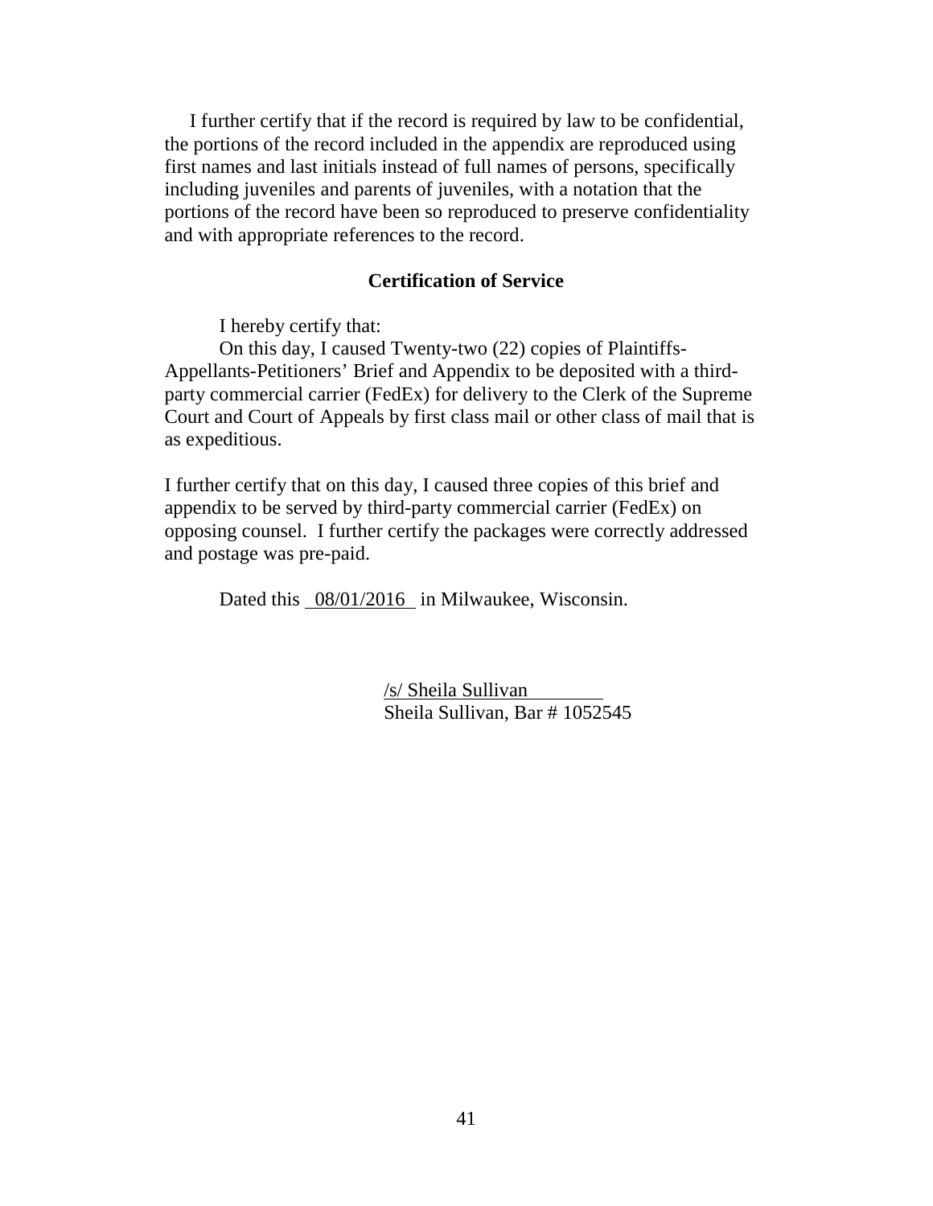I further certify that if the record is required by law to be confidential, the portions of the record included in the appendix are reproduced using first names and last initials instead of full names of persons, specifically including juveniles and parents of juveniles, with a notation that the portions of the record have been so reproduced to preserve confidentiality and with appropriate references to the record.

**Certification of Service**

I hereby certify that:

On this day, I caused Twenty-two (22) copies of Plaintiffs-Appellants-Petitioners' Brief and Appendix to be deposited with a third-party commercial carrier (FedEx) for delivery to the Clerk of the Supreme Court and Court of Appeals by first class mail or other class of mail that is as expeditious.

I further certify that on this day, I caused three copies of this brief and appendix to be served by third-party commercial carrier (FedEx) on opposing counsel. I further certify the packages were correctly addressed and postage was pre-paid.

Dated this 08/01/2016 in Milwaukee, Wisconsin.

/s/ Sheila Sullivan
Sheila Sullivan, Bar # 1052545